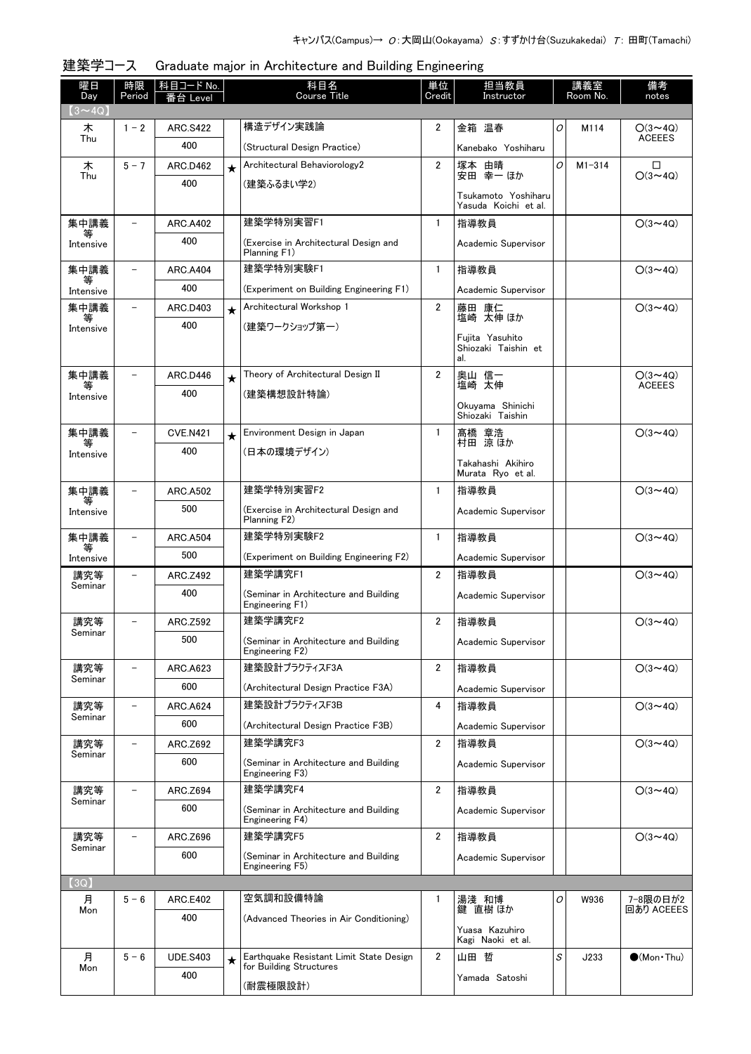キャンパス(Campus)→ O：大岡山(Ookayama) S：すずかけ台(Suzukakedai) T：田町(Tamachi)

## 建築学コース　Graduate major in Architecture and Building Engineering

| 曜日 Day | 時限 Period | 科目コード No. 番台 Level | | 科目名 Course Title | 単位 Credit | 担当教員 Instructor | | 講義室 Room No. | 備考 notes |
|---|---|---|---|---|---|---|---|---|---|
| 【3〜4Q】 | | | | | | | | | |
| 木 Thu | 1 - 2 | ARC.S422 400 | | 構造デザイン実践論 (Structural Design Practice) | 2 | 金箱 温春 Kanebako Yoshiharu | O | M114 | ○(3〜4Q) ACEEES |
| 木 Thu | 5 - 7 | ARC.D462 400 | ★ | Architectural Behaviorology2 (建築ふるまい学2) | 2 | 塚本 由晴 安田 幸一 ほか Tsukamoto Yoshiharu Yasuda Koichi et al. | O | M1-314 | □ ○(3〜4Q) |
| 集中講義等 Intensive | − | ARC.A402 400 | | 建築学特別実習F1 (Exercise in Architectural Design and Planning F1) | 1 | 指導教員 Academic Supervisor | | | ○(3〜4Q) |
| 集中講義等 Intensive | − | ARC.A404 400 | | 建築学特別実験F1 (Experiment on Building Engineering F1) | 1 | 指導教員 Academic Supervisor | | | ○(3〜4Q) |
| 集中講義等 Intensive | − | ARC.D403 400 | ★ | Architectural Workshop 1 (建築ワークショップ第一) | 2 | 藤田 康仁 塩崎 太伸 ほか Fujita Yasuhito Shiozaki Taishin et al. | | | ○(3〜4Q) |
| 集中講義等 Intensive | − | ARC.D446 400 | ★ | Theory of Architectural Design II (建築構想設計特論) | 2 | 奥山 信一 塩崎 太伸 Okuyama Shinichi Shiozaki Taishin | | | ○(3〜4Q) ACEEES |
| 集中講義等 Intensive | − | CVE.N421 400 | ★ | Environment Design in Japan (日本の環境デザイン) | 1 | 髙橋 章浩 村田 涼 ほか Takahashi Akihiro Murata Ryo et al. | | | ○(3〜4Q) |
| 集中講義等 Intensive | − | ARC.A502 500 | | 建築学特別実習F2 (Exercise in Architectural Design and Planning F2) | 1 | 指導教員 Academic Supervisor | | | ○(3〜4Q) |
| 集中講義等 Intensive | − | ARC.A504 500 | | 建築学特別実験F2 (Experiment on Building Engineering F2) | 1 | 指導教員 Academic Supervisor | | | ○(3〜4Q) |
| 講究等 Seminar | − | ARC.Z492 400 | | 建築学講究F1 (Seminar in Architecture and Building Engineering F1) | 2 | 指導教員 Academic Supervisor | | | ○(3〜4Q) |
| 講究等 Seminar | − | ARC.Z592 500 | | 建築学講究F2 (Seminar in Architecture and Building Engineering F2) | 2 | 指導教員 Academic Supervisor | | | ○(3〜4Q) |
| 講究等 Seminar | − | ARC.A623 600 | | 建築設計プラクティスF3A (Architectural Design Practice F3A) | 2 | 指導教員 Academic Supervisor | | | ○(3〜4Q) |
| 講究等 Seminar | − | ARC.A624 600 | | 建築設計プラクティスF3B (Architectural Design Practice F3B) | 4 | 指導教員 Academic Supervisor | | | ○(3〜4Q) |
| 講究等 Seminar | − | ARC.Z692 600 | | 建築学講究F3 (Seminar in Architecture and Building Engineering F3) | 2 | 指導教員 Academic Supervisor | | | ○(3〜4Q) |
| 講究等 Seminar | − | ARC.Z694 600 | | 建築学講究F4 (Seminar in Architecture and Building Engineering F4) | 2 | 指導教員 Academic Supervisor | | | ○(3〜4Q) |
| 講究等 Seminar | − | ARC.Z696 600 | | 建築学講究F5 (Seminar in Architecture and Building Engineering F5) | 2 | 指導教員 Academic Supervisor | | | ○(3〜4Q) |
| 【3Q】 | | | | | | | | | |
| 月 Mon | 5 - 6 | ARC.E402 400 | | 空気調和設備特論 (Advanced Theories in Air Conditioning) | 1 | 湯淺 和博 鍵 直樹 ほか Yuasa Kazuhiro Kagi Naoki et al. | O | W936 | 7-8限の日が2回あり ACEEES |
| 月 Mon | 5 - 6 | UDE.S403 400 | ★ | Earthquake Resistant Limit State Design for Building Structures (耐震極限設計) | 2 | 山田 哲 Yamada Satoshi | S | J233 | ●(Mon・Thu) |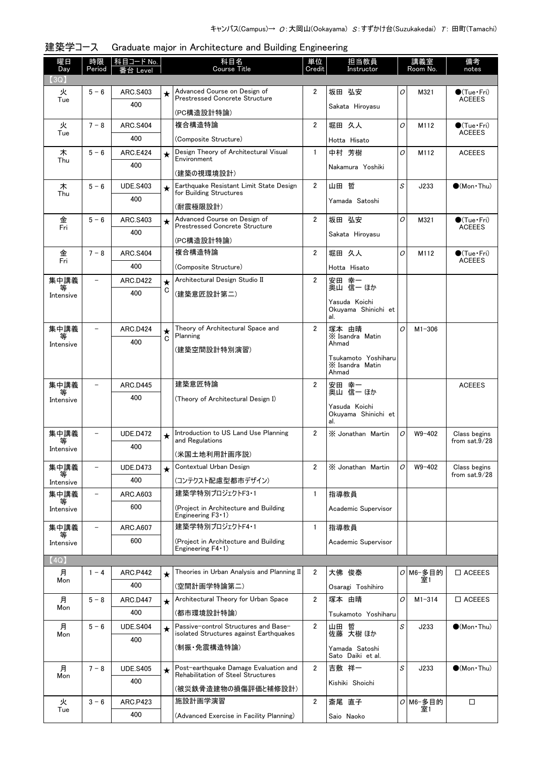キャンパス(Campus)→ O：大岡山(Ookayama) S：すずかけ台(Suzukakedai) T：田町(Tamachi)

## 建築学コース　Graduate major in Architecture and Building Engineering

| 曜日 Day | 時限 Period | 科目コード No. 番台 Level | | 科目名 Course Title | 単位 Credit | 担当教員 Instructor | | 講義室 Room No. | 備考 notes |
|---|---|---|---|---|---|---|---|---|---|
| 【3Q】 | | | | | | | | | |
| 火 Tue | 5－6 | ARC.S403 400 | ★ | Advanced Course on Design of Prestressed Concrete Structure (PC構造設計特論) | 2 | 坂田 弘安 Sakata Hiroyasu | O | M321 | ●(Tue・Fri) ACEEES |
| 火 Tue | 7－8 | ARC.S404 400 | | 複合構造特論 (Composite Structure) | 2 | 堀田 久人 Hotta Hisato | O | M112 | ●(Tue・Fri) ACEEES |
| 木 Thu | 5－6 | ARC.E424 400 | ★ | Design Theory of Architectural Visual Environment (建築の視環境設計) | 1 | 中村 芳樹 Nakamura Yoshiki | O | M112 | ACEEES |
| 木 Thu | 5－6 | UDE.S403 400 | ★ | Earthquake Resistant Limit State Design for Building Structures (耐震極限設計) | 2 | 山田 哲 Yamada Satoshi | S | J233 | ●(Mon・Thu) |
| 金 Fri | 5－6 | ARC.S403 400 | ★ | Advanced Course on Design of Prestressed Concrete Structure (PC構造設計特論) | 2 | 坂田 弘安 Sakata Hiroyasu | O | M321 | ●(Tue・Fri) ACEEES |
| 金 Fri | 7－8 | ARC.S404 400 | | 複合構造特論 (Composite Structure) | 2 | 堀田 久人 Hotta Hisato | O | M112 | ●(Tue・Fri) ACEEES |
| 集中講義等 Intensive | － | ARC.D422 400 | ★ C | Architectural Design Studio II (建築意匠設計第二) | 2 | 安田 幸一 奥山 信一 ほか Yasuda Koichi Okuyama Shinichi et al. | | | |
| 集中講義等 Intensive | － | ARC.D424 400 | ★ C | Theory of Architectural Space and Planning (建築空間設計特別演習) | 2 | 塚本 由晴 ※ Isandra Matin Ahmad Tsukamoto Yoshiharu ※ Isandra Matin Ahmad | O | M1-306 | |
| 集中講義等 Intensive | － | ARC.D445 400 | | 建築意匠特論 (Theory of Architectural Design I) | 2 | 安田 幸一 奥山 信一 ほか Yasuda Koichi Okuyama Shinichi et al. | | | ACEEES |
| 集中講義等 Intensive | － | UDE.D472 400 | ★ | Introduction to US Land Use Planning and Regulations (米国土地利用計画序説) | 2 | ※ Jonathan Martin | O | W9-402 | Class begins from sat.9/28 |
| 集中講義等 Intensive | － | UDE.D473 400 | ★ | Contextual Urban Design (コンテクスト配慮型都市デザイン) | 2 | ※ Jonathan Martin | O | W9-402 | Class begins from sat.9/28 |
| 集中講義等 Intensive | － | ARC.A603 600 | | 建築学特別プロジェクトF3・1 (Project in Architecture and Building Engineering F3・1) | 1 | 指導教員 Academic Supervisor | | | |
| 集中講義等 Intensive | － | ARC.A607 600 | | 建築学特別プロジェクトF4・1 (Project in Architecture and Building Engineering F4・1) | 1 | 指導教員 Academic Supervisor | | | |
| 【4Q】 | | | | | | | | | |
| 月 Mon | 1－4 | ARC.P442 400 | ★ | Theories in Urban Analysis and Planning II (空間計画学特論第二) | 2 | 大佛 俊泰 Osaragi Toshihiro | O | M6-多目的室1 | □ ACEEES |
| 月 Mon | 5－8 | ARC.D447 400 | ★ | Architectural Theory for Urban Space (都市環境設計特論) | 2 | 塚本 由晴 Tsukamoto Yoshiharu | O | M1-314 | □ ACEEES |
| 月 Mon | 5－6 | UDE.S404 400 | ★ | Passive-control Structures and Base-isolated Structures against Earthquakes (制振・免震構造特論) | 2 | 山田 哲 佐藤 大樹 ほか Yamada Satoshi Sato Daiki et al. | S | J233 | ●(Mon・Thu) |
| 月 Mon | 7－8 | UDE.S405 400 | ★ | Post-earthquake Damage Evaluation and Rehabilitation of Steel Structures (被災鉄骨造建物の損傷評価と補修設計) | 2 | 吉敷 祥一 Kishiki Shoichi | S | J233 | ●(Mon・Thu) |
| 火 Tue | 3－6 | ARC.P423 400 | | 施設計画学演習 (Advanced Exercise in Facility Planning) | 2 | 斎尾 直子 Saio Naoko | O | M6-多目的室1 | □ |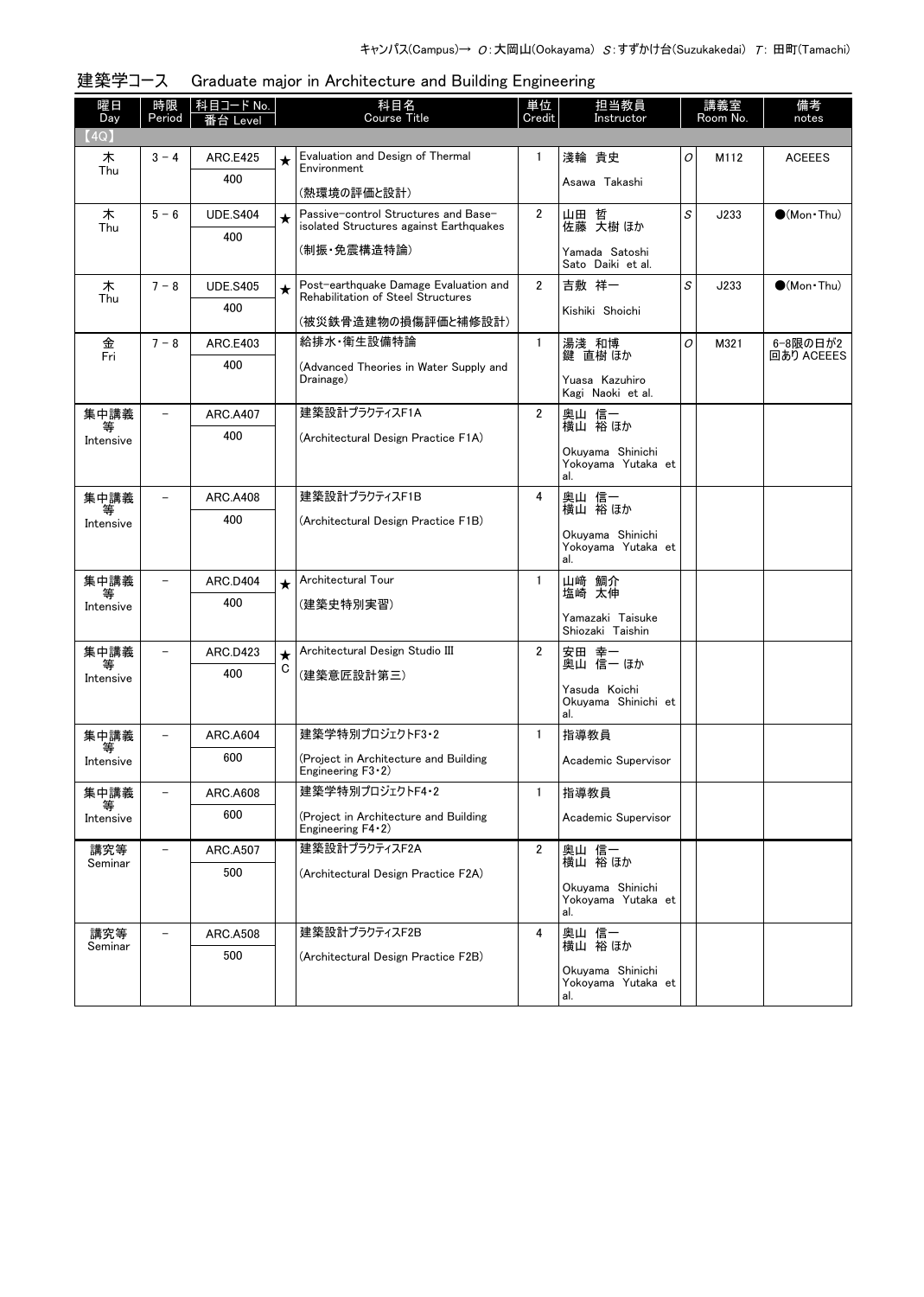キャンパス(Campus)→ O：大岡山(Ookayama) S：すずかけ台(Suzukakedai) T：田町(Tamachi)

## 建築学コース　Graduate major in Architecture and Building Engineering

| 曜日 Day | 時限 Period | 科目コード No. 番台 Level | | 科目名 Course Title | 単位 Credit | 担当教員 Instructor | | 講義室 Room No. | 備考 notes |
|---|---|---|---|---|---|---|---|---|---|
| 【4Q】 | | | | | | | | | |
| 木 Thu | 3 - 4 | ARC.E425 400 | ★ | Evaluation and Design of Thermal Environment (熱環境の評価と設計) | 1 | 淺輪 貴史 Asawa Takashi | O | M112 | ACEEES |
| 木 Thu | 5 - 6 | UDE.S404 400 | ★ | Passive-control Structures and Base-isolated Structures against Earthquakes (制振・免震構造特論) | 2 | 山田 哲 佐藤 大樹 ほか Yamada Satoshi Sato Daiki et al. | S | J233 | ●(Mon・Thu) |
| 木 Thu | 7 - 8 | UDE.S405 400 | ★ | Post-earthquake Damage Evaluation and Rehabilitation of Steel Structures (被災鉄骨造建物の損傷評価と補修設計) | 2 | 吉敷 祥一 Kishiki Shoichi | S | J233 | ●(Mon・Thu) |
| 金 Fri | 7 - 8 | ARC.E403 400 | | 給排水・衛生設備特論 (Advanced Theories in Water Supply and Drainage) | 1 | 湯淺 和博 鍵 直樹 ほか Yuasa Kazuhiro Kagi Naoki et al. | O | M321 | 6-8限の日が2回あり ACEEES |
| 集中講義等 Intensive | － | ARC.A407 400 | | 建築設計プラクティスF1A (Architectural Design Practice F1A) | 2 | 奥山 信一 横山 裕 ほか Okuyama Shinichi Yokoyama Yutaka et al. | | | |
| 集中講義等 Intensive | － | ARC.A408 400 | | 建築設計プラクティスF1B (Architectural Design Practice F1B) | 4 | 奥山 信一 横山 裕 ほか Okuyama Shinichi Yokoyama Yutaka et al. | | | |
| 集中講義等 Intensive | － | ARC.D404 400 | ★ | Architectural Tour (建築史特別実習) | 1 | 山崎 鯛介 塩崎 太伸 Yamazaki Taisuke Shiozaki Taishin | | | |
| 集中講義等 Intensive | － | ARC.D423 400 | ★ C | Architectural Design Studio III (建築意匠設計第三) | 2 | 安田 幸一 奥山 信一 ほか Yasuda Koichi Okuyama Shinichi et al. | | | |
| 集中講義等 Intensive | － | ARC.A604 600 | | 建築学特別プロジェクトF3・2 (Project in Architecture and Building Engineering F3・2) | 1 | 指導教員 Academic Supervisor | | | |
| 集中講義等 Intensive | － | ARC.A608 600 | | 建築学特別プロジェクトF4・2 (Project in Architecture and Building Engineering F4・2) | 1 | 指導教員 Academic Supervisor | | | |
| 講究等 Seminar | － | ARC.A507 500 | | 建築設計プラクティスF2A (Architectural Design Practice F2A) | 2 | 奥山 信一 横山 裕 ほか Okuyama Shinichi Yokoyama Yutaka et al. | | | |
| 講究等 Seminar | － | ARC.A508 500 | | 建築設計プラクティスF2B (Architectural Design Practice F2B) | 4 | 奥山 信一 横山 裕 ほか Okuyama Shinichi Yokoyama Yutaka et al. | | | |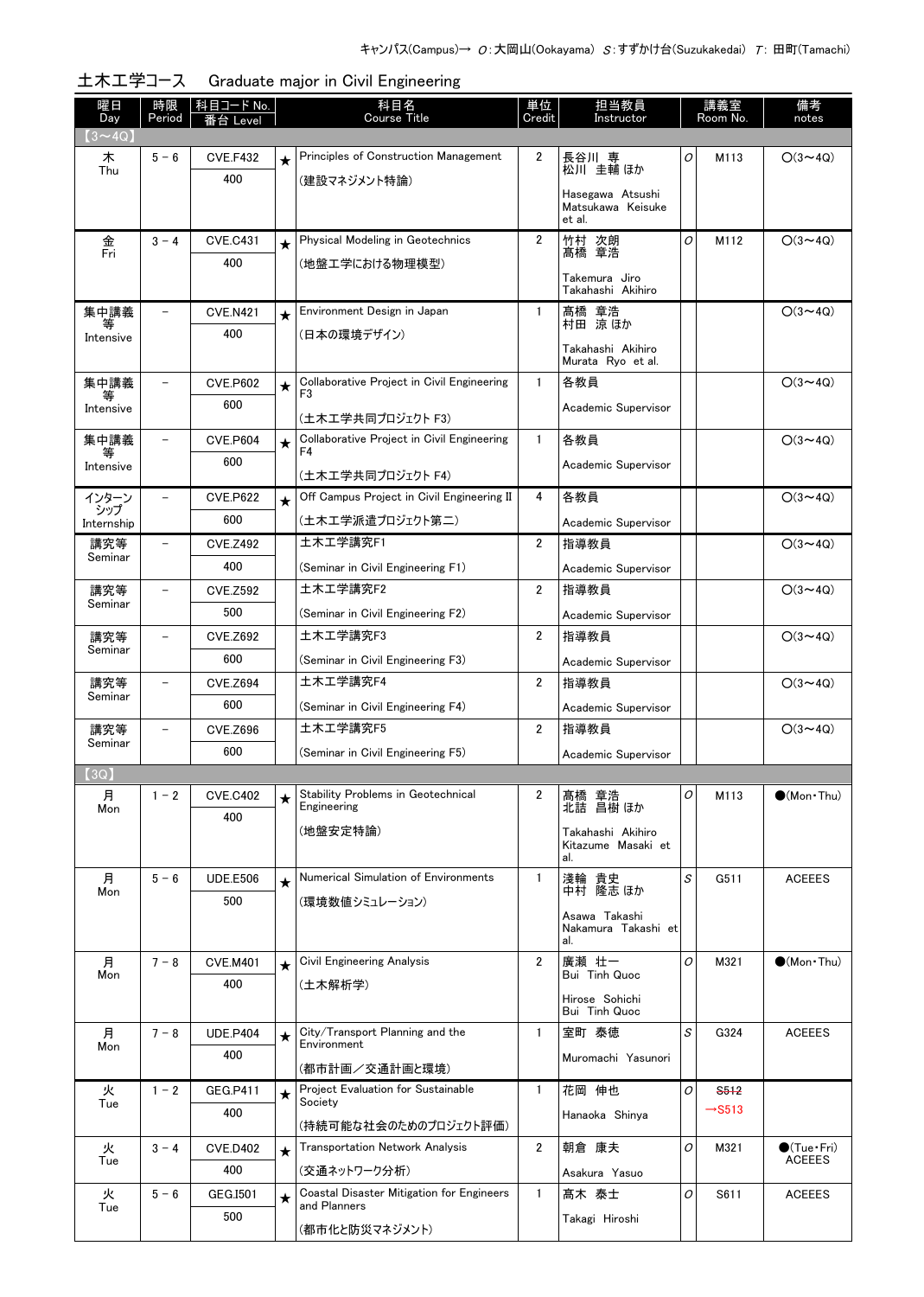キャンパス(Campus)→ O:大岡山(Ookayama) S:すずかけ台(Suzukakedai) T: 田町(Tamachi)

## 土木工学コース　Graduate major in Civil Engineering

| 曜日 Day | 時限 Period | 科目コード No. 番台 Level | | 科目名 Course Title | 単位 Credit | 担当教員 Instructor | | 講義室 Room No. | 備考 notes |
|---|---|---|---|---|---|---|---|---|---|
| 【3～4Q】 | | | | | | | | | |
| 木 Thu | 5 - 6 | CVE.F432 400 | ★ | Principles of Construction Management (建設マネジメント特論) | 2 | 長谷川 専 松川 圭輔 ほか Hasegawa Atsushi Matsukawa Keisuke et al. | O | M113 | O(3～4Q) |
| 金 Fri | 3 - 4 | CVE.C431 400 | ★ | Physical Modeling in Geotechnics (地盤工学における物理模型) | 2 | 竹村 次朗 髙橋 章浩 Takemura Jiro Takahashi Akihiro | O | M112 | O(3～4Q) |
| 集中講義等 Intensive | – | CVE.N421 400 | ★ | Environment Design in Japan (日本の環境デザイン) | 1 | 髙橋 章浩 村田 涼 ほか Takahashi Akihiro Murata Ryo et al. | | | O(3～4Q) |
| 集中講義等 Intensive | – | CVE.P602 600 | ★ | Collaborative Project in Civil Engineering F3 (土木工学共同プロジェクト F3) | 1 | 各教員 Academic Supervisor | | | O(3～4Q) |
| 集中講義等 Intensive | – | CVE.P604 600 | ★ | Collaborative Project in Civil Engineering F4 (土木工学共同プロジェクト F4) | 1 | 各教員 Academic Supervisor | | | O(3～4Q) |
| インターンシップ Internship | – | CVE.P622 600 | ★ | Off Campus Project in Civil Engineering II (土木工学派遣プロジェクト第二) | 4 | 各教員 Academic Supervisor | | | O(3～4Q) |
| 講究等 Seminar | – | CVE.Z492 400 | | 土木工学講究F1 (Seminar in Civil Engineering F1) | 2 | 指導教員 Academic Supervisor | | | O(3～4Q) |
| 講究等 Seminar | – | CVE.Z592 500 | | 土木工学講究F2 (Seminar in Civil Engineering F2) | 2 | 指導教員 Academic Supervisor | | | O(3～4Q) |
| 講究等 Seminar | – | CVE.Z692 600 | | 土木工学講究F3 (Seminar in Civil Engineering F3) | 2 | 指導教員 Academic Supervisor | | | O(3～4Q) |
| 講究等 Seminar | – | CVE.Z694 600 | | 土木工学講究F4 (Seminar in Civil Engineering F4) | 2 | 指導教員 Academic Supervisor | | | O(3～4Q) |
| 講究等 Seminar | – | CVE.Z696 600 | | 土木工学講究F5 (Seminar in Civil Engineering F5) | 2 | 指導教員 Academic Supervisor | | | O(3～4Q) |
| 【3Q】 | | | | | | | | | |
| 月 Mon | 1 - 2 | CVE.C402 400 | ★ | Stability Problems in Geotechnical Engineering (地盤安定特論) | 2 | 髙橋 章浩 北詰 昌樹 ほか Takahashi Akihiro Kitazume Masaki et al. | O | M113 | ●(Mon・Thu) |
| 月 Mon | 5 - 6 | UDE.E506 500 | ★ | Numerical Simulation of Environments (環境数値シミュレーション) | 1 | 淺輪 貴史 中村 隆志 ほか Asawa Takashi Nakamura Takashi et al. | S | G511 | ACEEES |
| 月 Mon | 7 - 8 | CVE.M401 400 | ★ | Civil Engineering Analysis (土木解析学) | 2 | 廣瀬 壮一 Bui Tinh Quoc Hirose Sohichi Bui Tinh Quoc | O | M321 | ●(Mon・Thu) |
| 月 Mon | 7 - 8 | UDE.P404 400 | ★ | City/Transport Planning and the Environment (都市計画／交通計画と環境) | 1 | 室町 泰徳 Muromachi Yasunori | S | G324 | ACEEES |
| 火 Tue | 1 - 2 | GEG.P411 400 | ★ | Project Evaluation for Sustainable Society (持続可能な社会のためのプロジェクト評価) | 1 | 花岡 伸也 Hanaoka Shinya | O | ~~S512~~ →S513 | |
| 火 Tue | 3 - 4 | CVE.D402 400 | ★ | Transportation Network Analysis (交通ネットワーク分析) | 2 | 朝倉 康夫 Asakura Yasuo | O | M321 | ●(Tue・Fri) ACEEES |
| 火 Tue | 5 - 6 | GEG.I501 500 | ★ | Coastal Disaster Mitigation for Engineers and Planners (都市化と防災マネジメント) | 1 | 髙木 泰士 Takagi Hiroshi | O | S611 | ACEEES |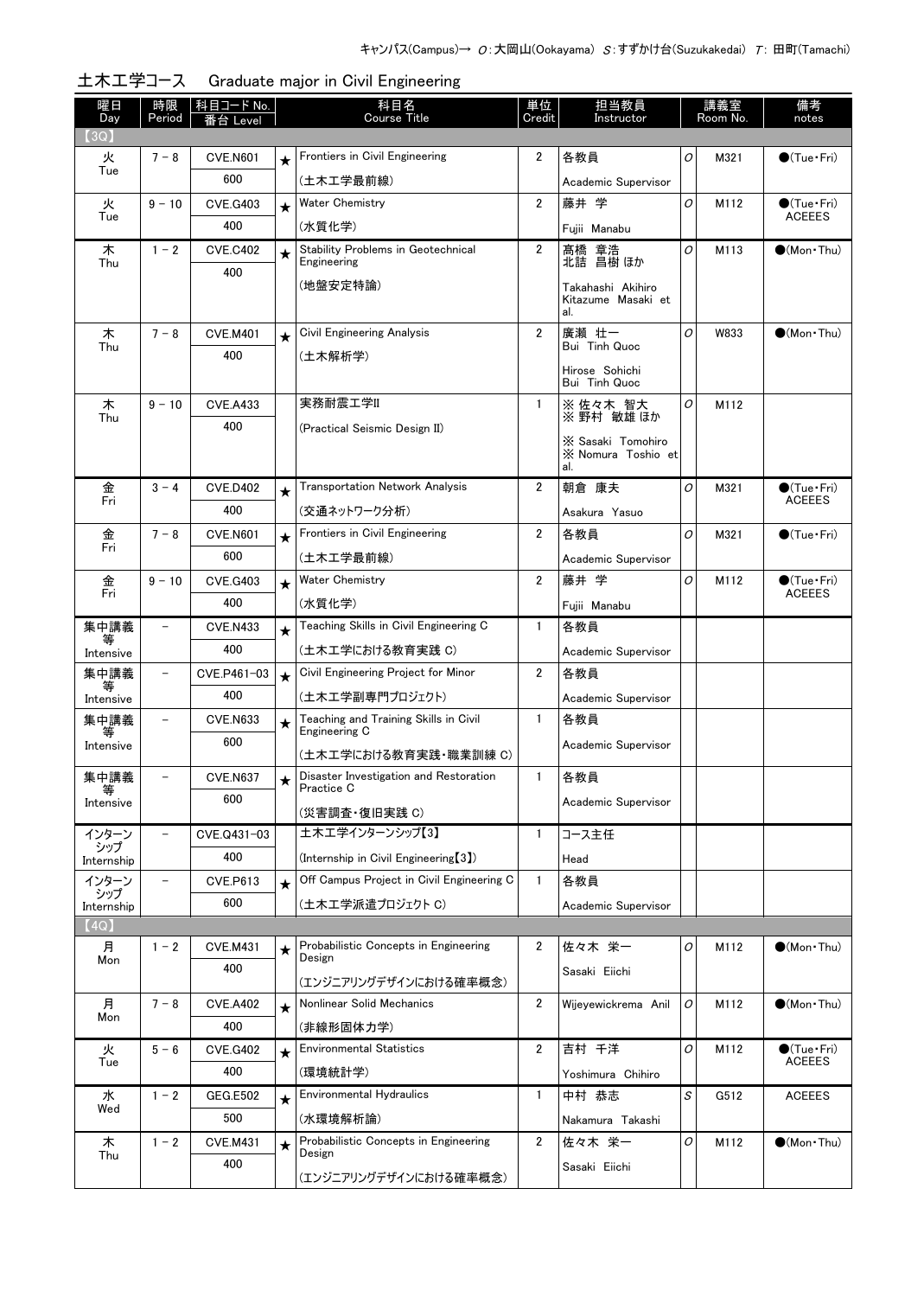キャンパス(Campus)→ O:大岡山(Ookayama) S:すずかけ台(Suzukakedai) T: 田町(Tamachi)

## 土木工学コース　Graduate major in Civil Engineering

| 曜日 Day | 時限 Period | 科目コード No. 番台 Level | | 科目名 Course Title | 単位 Credit | 担当教員 Instructor | | 講義室 Room No. | 備考 notes |
|---|---|---|---|---|---|---|---|---|---|
| 【3Q】 | | | | | | | | | |
| 火 Tue | 7 － 8 | CVE.N601 600 | ★ | Frontiers in Civil Engineering (土木工学最前線) | 2 | 各教員 Academic Supervisor | O | M321 | ●(Tue・Fri) |
| 火 Tue | 9 － 10 | CVE.G403 400 | ★ | Water Chemistry (水質化学) | 2 | 藤井 学 Fujii Manabu | O | M112 | ●(Tue・Fri) ACEEES |
| 木 Thu | 1 － 2 | CVE.C402 400 | ★ | Stability Problems in Geotechnical Engineering (地盤安定特論) | 2 | 髙橋 章浩 北詰 昌樹 ほか Takahashi Akihiro Kitazume Masaki et al. | O | M113 | ●(Mon・Thu) |
| 木 Thu | 7 － 8 | CVE.M401 400 | ★ | Civil Engineering Analysis (土木解析学) | 2 | 廣瀬 壮一 Bui Tinh Quoc Hirose Sohichi Bui Tinh Quoc | O | W833 | ●(Mon・Thu) |
| 木 Thu | 9 － 10 | CVE.A433 400 | | 実務耐震工学II (Practical Seismic Design II) | 1 | ※ 佐々木 智大 ※ 野村 敏雄 ほか ※ Sasaki Tomohiro ※ Nomura Toshio et al. | O | M112 | |
| 金 Fri | 3 － 4 | CVE.D402 400 | ★ | Transportation Network Analysis (交通ネットワーク分析) | 2 | 朝倉 康夫 Asakura Yasuo | O | M321 | ●(Tue・Fri) ACEEES |
| 金 Fri | 7 － 8 | CVE.N601 600 | ★ | Frontiers in Civil Engineering (土木工学最前線) | 2 | 各教員 Academic Supervisor | O | M321 | ●(Tue・Fri) |
| 金 Fri | 9 － 10 | CVE.G403 400 | ★ | Water Chemistry (水質化学) | 2 | 藤井 学 Fujii Manabu | O | M112 | ●(Tue・Fri) ACEEES |
| 集中講義等 Intensive | － | CVE.N433 400 | ★ | Teaching Skills in Civil Engineering C (土木工学における教育実践 C) | 1 | 各教員 Academic Supervisor | | | |
| 集中講義等 Intensive | － | CVE.P461-03 400 | ★ | Civil Engineering Project for Minor (土木工学副専門プロジェクト) | 2 | 各教員 Academic Supervisor | | | |
| 集中講義等 Intensive | － | CVE.N633 600 | ★ | Teaching and Training Skills in Civil Engineering C (土木工学における教育実践・職業訓練 C) | 1 | 各教員 Academic Supervisor | | | |
| 集中講義等 Intensive | － | CVE.N637 600 | ★ | Disaster Investigation and Restoration Practice C (災害調査・復旧実践 C) | 1 | 各教員 Academic Supervisor | | | |
| インターンシップ Internship | － | CVE.Q431-03 400 | | 土木工学インターンシップ【3】 (Internship in Civil Engineering【3】) | 1 | コース主任 Head | | | |
| インターンシップ Internship | － | CVE.P613 600 | ★ | Off Campus Project in Civil Engineering C (土木工学派遣プロジェクト C) | 1 | 各教員 Academic Supervisor | | | |
| 【4Q】 | | | | | | | | | |
| 月 Mon | 1 － 2 | CVE.M431 400 | ★ | Probabilistic Concepts in Engineering Design (エンジニアリングデザインにおける確率概念) | 2 | 佐々木 栄一 Sasaki Eiichi | O | M112 | ●(Mon・Thu) |
| 月 Mon | 7 － 8 | CVE.A402 400 | ★ | Nonlinear Solid Mechanics (非線形固体力学) | 2 | Wijeyewickrema Anil | O | M112 | ●(Mon・Thu) |
| 火 Tue | 5 － 6 | CVE.G402 400 | ★ | Environmental Statistics (環境統計学) | 2 | 吉村 千洋 Yoshimura Chihiro | O | M112 | ●(Tue・Fri) ACEEES |
| 水 Wed | 1 － 2 | GEG.E502 500 | ★ | Environmental Hydraulics (水環境解析論) | 1 | 中村 恭志 Nakamura Takashi | S | G512 | ACEEES |
| 木 Thu | 1 － 2 | CVE.M431 400 | ★ | Probabilistic Concepts in Engineering Design (エンジニアリングデザインにおける確率概念) | 2 | 佐々木 栄一 Sasaki Eiichi | O | M112 | ●(Mon・Thu) |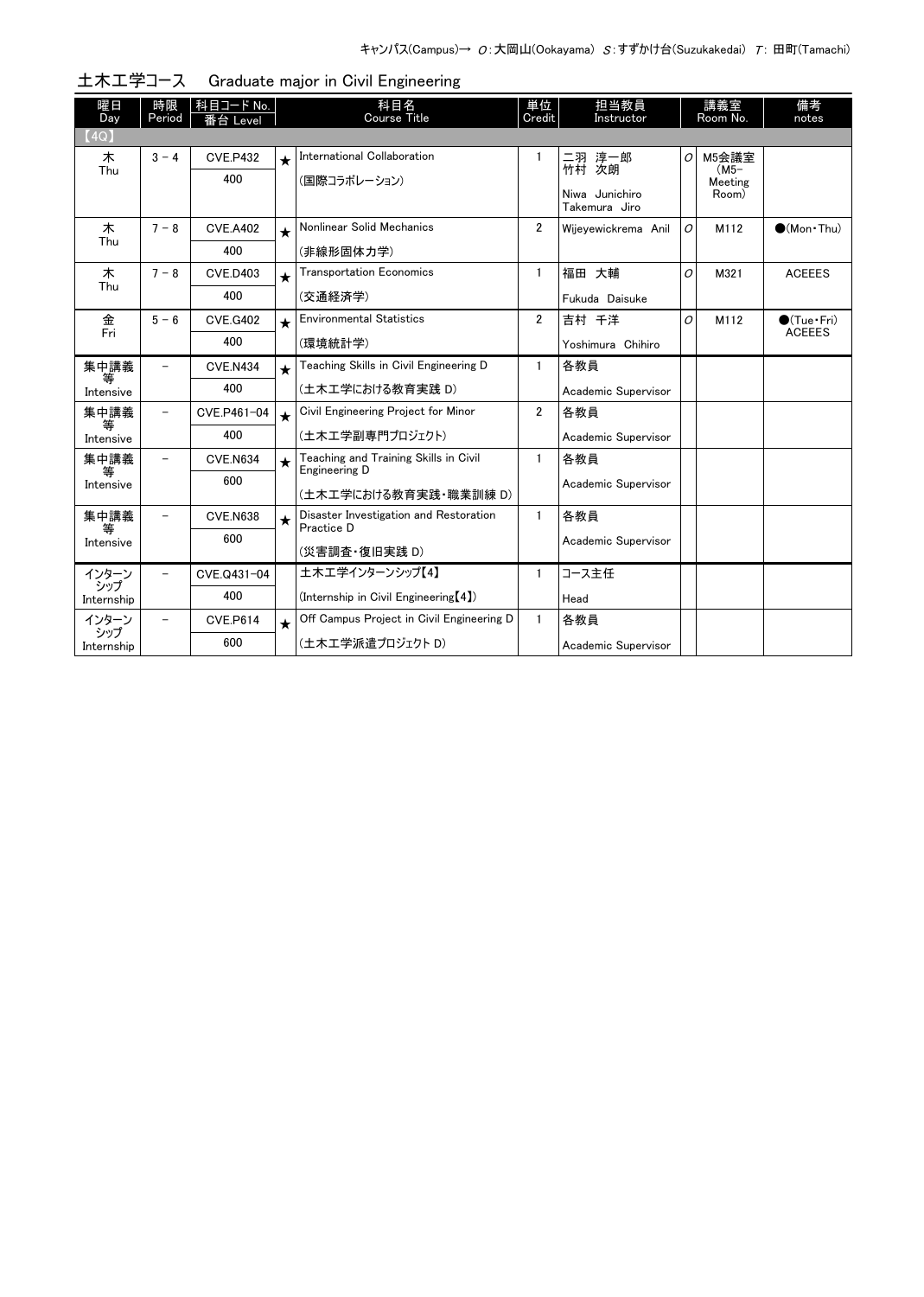キャンパス(Campus)→ O:大岡山(Ookayama) S:すずかけ台(Suzukakedai) T: 田町(Tamachi)

## 土木工学コース　Graduate major in Civil Engineering

| 曜日 Day | 時限 Period | 科目コード No. 番台 Level | | 科目名 Course Title | 単位 Credit | 担当教員 Instructor | | 講義室 Room No. | 備考 notes |
|---|---|---|---|---|---|---|---|---|---|
| 【4Q】 | | | | | | | | | |
| 木 Thu | 3－4 | CVE.P432 400 | ★ | International Collaboration (国際コラボレーション) | 1 | 二羽 淳一郎 竹村 次朗 Niwa Junichiro Takemura Jiro | O | M5会議室 (M5-Meeting Room) | |
| 木 Thu | 7－8 | CVE.A402 400 | ★ | Nonlinear Solid Mechanics (非線形固体力学) | 2 | Wijeyewickrema Anil | O | M112 | ●(Mon・Thu) |
| 木 Thu | 7－8 | CVE.D403 400 | ★ | Transportation Economics (交通経済学) | 1 | 福田 大輔 Fukuda Daisuke | O | M321 | ACEEES |
| 金 Fri | 5－6 | CVE.G402 400 | ★ | Environmental Statistics (環境統計学) | 2 | 吉村 千洋 Yoshimura Chihiro | O | M112 | ●(Tue・Fri) ACEEES |
| 集中講義等 Intensive | － | CVE.N434 400 | ★ | Teaching Skills in Civil Engineering D (土木工学における教育実践 D) | 1 | 各教員 Academic Supervisor | | | |
| 集中講義等 Intensive | － | CVE.P461-04 400 | ★ | Civil Engineering Project for Minor (土木工学副専門プロジェクト) | 2 | 各教員 Academic Supervisor | | | |
| 集中講義等 Intensive | － | CVE.N634 600 | ★ | Teaching and Training Skills in Civil Engineering D (土木工学における教育実践・職業訓練 D) | 1 | 各教員 Academic Supervisor | | | |
| 集中講義等 Intensive | － | CVE.N638 600 | ★ | Disaster Investigation and Restoration Practice D (災害調査・復旧実践 D) | 1 | 各教員 Academic Supervisor | | | |
| インターンシップ Internship | － | CVE.Q431-04 400 | | 土木工学インターンシップ【4】 (Internship in Civil Engineering【4】) | 1 | コース主任 Head | | | |
| インターンシップ Internship | － | CVE.P614 600 | ★ | Off Campus Project in Civil Engineering D (土木工学派遣プロジェクト D) | 1 | 各教員 Academic Supervisor | | | |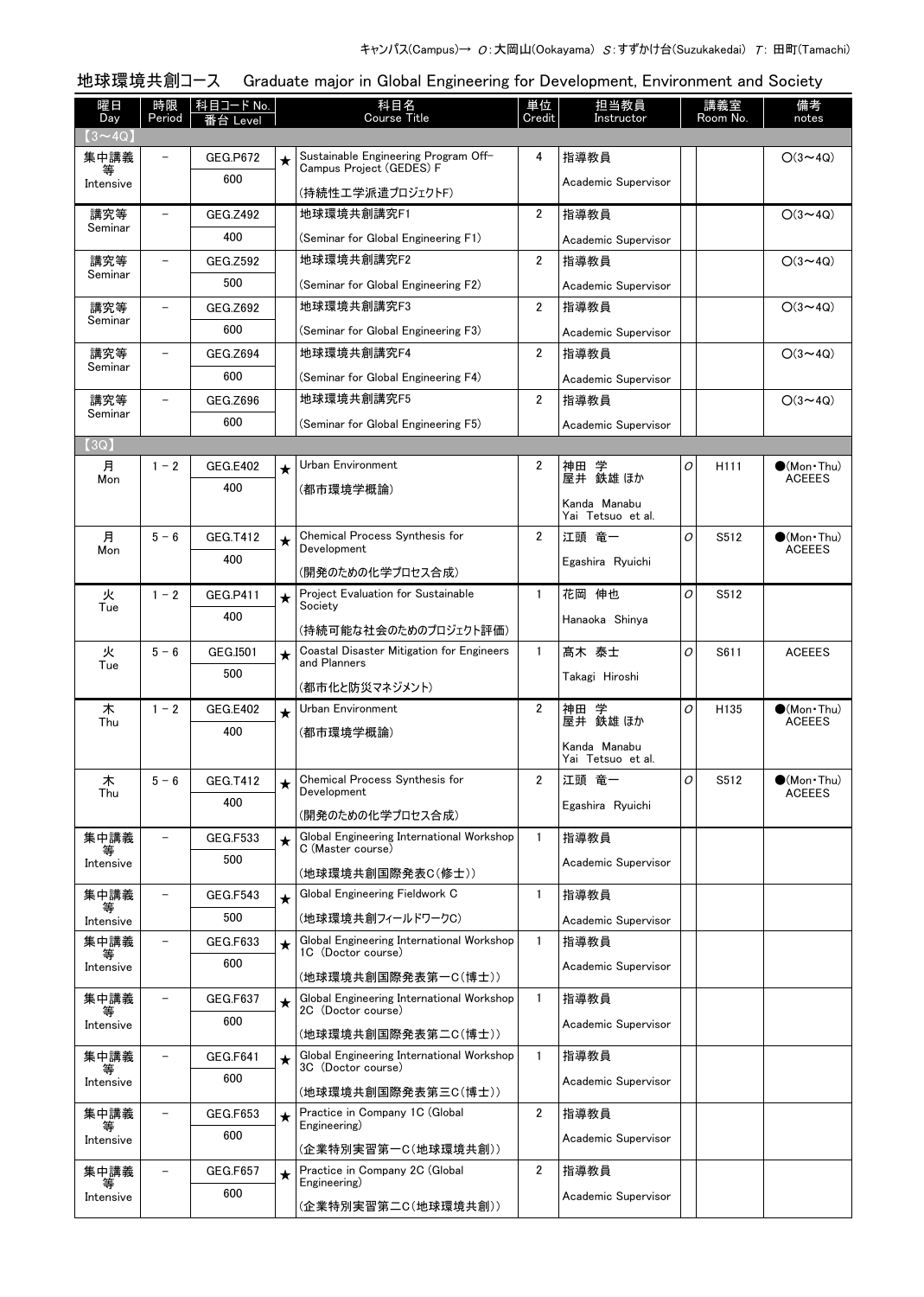キャンパス(Campus)→ O:大岡山(Ookayama) S:すずかけ台(Suzukakedai) T: 田町(Tamachi)

## 地球環境共創コース　Graduate major in Global Engineering for Development, Environment and Society

| 曜日 Day | 時限 Period | 科目コード No. 番台 Level | | 科目名 Course Title | 単位 Credit | 担当教員 Instructor | | 講義室 Room No. | 備考 notes |
|---|---|---|---|---|---|---|---|---|---|
| 【3～4Q】 | | | | | | | | | |
| 集中講義等 Intensive | － | GEG.P672 600 | ★ | Sustainable Engineering Program Off-Campus Project (GEDES) F (持続性工学派遣プロジェクトF) | 4 | 指導教員 Academic Supervisor | | | ○(3～4Q) |
| 講究等 Seminar | － | GEG.Z492 400 | | 地球環境共創講究F1 (Seminar for Global Engineering F1) | 2 | 指導教員 Academic Supervisor | | | ○(3～4Q) |
| 講究等 Seminar | － | GEG.Z592 500 | | 地球環境共創講究F2 (Seminar for Global Engineering F2) | 2 | 指導教員 Academic Supervisor | | | ○(3～4Q) |
| 講究等 Seminar | － | GEG.Z692 600 | | 地球環境共創講究F3 (Seminar for Global Engineering F3) | 2 | 指導教員 Academic Supervisor | | | ○(3～4Q) |
| 講究等 Seminar | － | GEG.Z694 600 | | 地球環境共創講究F4 (Seminar for Global Engineering F4) | 2 | 指導教員 Academic Supervisor | | | ○(3～4Q) |
| 講究等 Seminar | － | GEG.Z696 600 | | 地球環境共創講究F5 (Seminar for Global Engineering F5) | 2 | 指導教員 Academic Supervisor | | | ○(3～4Q) |
| 【3Q】 | | | | | | | | | |
| 月 Mon | 1－2 | GEG.E402 400 | ★ | Urban Environment (都市環境学概論) | 2 | 神田 学 屋井 鉄雄 ほか Kanda Manabu Yai Tetsuo et al. | O | H111 | ●(Mon・Thu) ACEEES |
| 月 Mon | 5－6 | GEG.T412 400 | ★ | Chemical Process Synthesis for Development (開発のための化学プロセス合成) | 2 | 江頭 竜一 Egashira Ryuichi | O | S512 | ●(Mon・Thu) ACEEES |
| 火 Tue | 1－2 | GEG.P411 400 | ★ | Project Evaluation for Sustainable Society (持続可能な社会のためのプロジェクト評価) | 1 | 花岡 伸也 Hanaoka Shinya | O | S512 | |
| 火 Tue | 5－6 | GEG.I501 500 | ★ | Coastal Disaster Mitigation for Engineers and Planners (都市化と防災マネジメント) | 1 | 髙木 泰士 Takagi Hiroshi | O | S611 | ACEEES |
| 木 Thu | 1－2 | GEG.E402 400 | ★ | Urban Environment (都市環境学概論) | 2 | 神田 学 屋井 鉄雄 ほか Kanda Manabu Yai Tetsuo et al. | O | H135 | ●(Mon・Thu) ACEEES |
| 木 Thu | 5－6 | GEG.T412 400 | ★ | Chemical Process Synthesis for Development (開発のための化学プロセス合成) | 2 | 江頭 竜一 Egashira Ryuichi | O | S512 | ●(Mon・Thu) ACEEES |
| 集中講義等 Intensive | － | GEG.F533 500 | ★ | Global Engineering International Workshop C (Master course) (地球環境共創国際発表C(修士)) | 1 | 指導教員 Academic Supervisor | | | |
| 集中講義等 Intensive | － | GEG.F543 500 | ★ | Global Engineering Fieldwork C (地球環境共創フィールドワークC) | 1 | 指導教員 Academic Supervisor | | | |
| 集中講義等 Intensive | － | GEG.F633 600 | ★ | Global Engineering International Workshop 1C (Doctor course) (地球環境共創国際発表第一C(博士)) | 1 | 指導教員 Academic Supervisor | | | |
| 集中講義等 Intensive | － | GEG.F637 600 | ★ | Global Engineering International Workshop 2C (Doctor course) (地球環境共創国際発表第二C(博士)) | 1 | 指導教員 Academic Supervisor | | | |
| 集中講義等 Intensive | － | GEG.F641 600 | ★ | Global Engineering International Workshop 3C (Doctor course) (地球環境共創国際発表第三C(博士)) | 1 | 指導教員 Academic Supervisor | | | |
| 集中講義等 Intensive | － | GEG.F653 600 | ★ | Practice in Company 1C (Global Engineering) (企業特別実習第一C(地球環境共創)) | 2 | 指導教員 Academic Supervisor | | | |
| 集中講義等 Intensive | － | GEG.F657 600 | ★ | Practice in Company 2C (Global Engineering) (企業特別実習第二C(地球環境共創)) | 2 | 指導教員 Academic Supervisor | | | |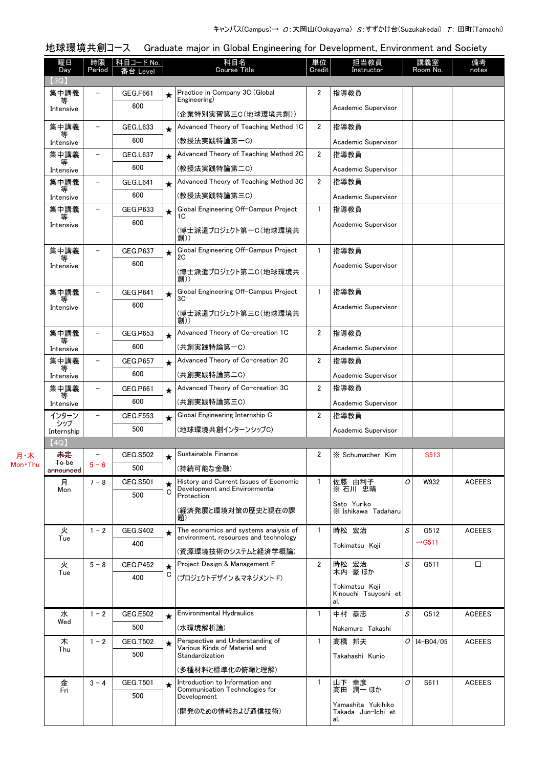キャンパス(Campus)→ O：大岡山(Ookayama) S：すずかけ台(Suzukakedai) T：田町(Tamachi)

## 地球環境共創コース　Graduate major in Global Engineering for Development, Environment and Society

| 曜日 Day | 時限 Period | 科目コード No. 番台 Level | | 科目名 Course Title | 単位 Credit | 担当教員 Instructor | | 講義室 Room No. | 備考 notes |
|---|---|---|---|---|---|---|---|---|---|
| 【3Q】 | | | | | | | | | |
| 集中講義等 Intensive | － | GEG.F661 600 | ★ | Practice in Company 3C (Global Engineering) (企業特別実習第三C(地球環境共創)) | 2 | 指導教員 Academic Supervisor | | | |
| 集中講義等 Intensive | － | GEG.L633 600 | ★ | Advanced Theory of Teaching Method 1C (教授法実践特論第一C) | 2 | 指導教員 Academic Supervisor | | | |
| 集中講義等 Intensive | － | GEG.L637 600 | ★ | Advanced Theory of Teaching Method 2C (教授法実践特論第二C) | 2 | 指導教員 Academic Supervisor | | | |
| 集中講義等 Intensive | － | GEG.L641 600 | ★ | Advanced Theory of Teaching Method 3C (教授法実践特論第三C) | 2 | 指導教員 Academic Supervisor | | | |
| 集中講義等 Intensive | － | GEG.P633 600 | ★ | Global Engineering Off-Campus Project 1C (博士派遣プロジェクト第一C(地球環境共創)) | 1 | 指導教員 Academic Supervisor | | | |
| 集中講義等 Intensive | － | GEG.P637 600 | ★ | Global Engineering Off-Campus Project 2C (博士派遣プロジェクト第二C(地球環境共創)) | 1 | 指導教員 Academic Supervisor | | | |
| 集中講義等 Intensive | － | GEG.P641 600 | ★ | Global Engineering Off-Campus Project 3C (博士派遣プロジェクト第三C(地球環境共創)) | 1 | 指導教員 Academic Supervisor | | | |
| 集中講義等 Intensive | － | GEG.P653 600 | ★ | Advanced Theory of Co-creation 1C (共創実践特論第一C) | 2 | 指導教員 Academic Supervisor | | | |
| 集中講義等 Intensive | － | GEG.P657 600 | ★ | Advanced Theory of Co-creation 2C (共創実践特論第二C) | 2 | 指導教員 Academic Supervisor | | | |
| 集中講義等 Intensive | － | GEG.P661 600 | ★ | Advanced Theory of Co-creation 3C (共創実践特論第三C) | 2 | 指導教員 Academic Supervisor | | | |
| インターンシップ Internship | － | GEG.F553 500 | ★ | Global Engineering Internship C (地球環境共創インターンシップC) | 2 | 指導教員 Academic Supervisor | | | |
| 【4Q】 | | | | | | | | | |
| 未定 ~~To be announced~~ 月・木 Mon・Thu | － 5－6 | GEG.S502 500 | ★ | Sustainable Finance (持続可能な金融) | 2 | ※ Schumacher Kim | | S513 | |
| 月 Mon | 7－8 | GEG.S501 500 | ★ C | History and Current Issues of Economic Development and Environmental Protection (経済発展と環境対策の歴史と現在の課題) | 1 | 佐藤 由利子 ※ 石川 忠晴 Sato Yuriko ※ Ishikawa Tadaharu | O | W932 | ACEEES |
| 火 Tue | 1－2 | GEG.S402 400 | ★ | The economics and systems analysis of environment, resources and technology (資源環境技術のシステムと経済学概論) | 1 | 時松 宏治 Tokimatsu Koji | S | G512 →G511 | ACEEES |
| 火 Tue | 5－8 | GEG.P452 400 | ★ C | Project Design & Management F (プロジェクトデザイン＆マネジメント F) | 2 | 時松 宏治 木内 豪 ほか Tokimatsu Koji Kinouchi Tsuyoshi et al. | S | G511 | □ |
| 水 Wed | 1－2 | GEG.E502 500 | ★ | Environmental Hydraulics (水環境解析論) | 1 | 中村 恭志 Nakamura Takashi | S | G512 | ACEEES |
| 木 Thu | 1－2 | GEG.T502 500 | ★ | Perspective and Understanding of Various Kinds of Material and Standardization (多種材料と標準化の俯瞰と理解) | 1 | 髙橋 邦夫 Takahashi Kunio | O | I4-B04/05 | ACEEES |
| 金 Fri | 3－4 | GEG.T501 500 | ★ | Introduction to Information and Communication Technologies for Development (開発のための情報および通信技術) | 1 | 山下 幸彦 髙田 潤一 ほか Yamashita Yukihiko Takada Jun-Ichi et al. | O | S611 | ACEEES |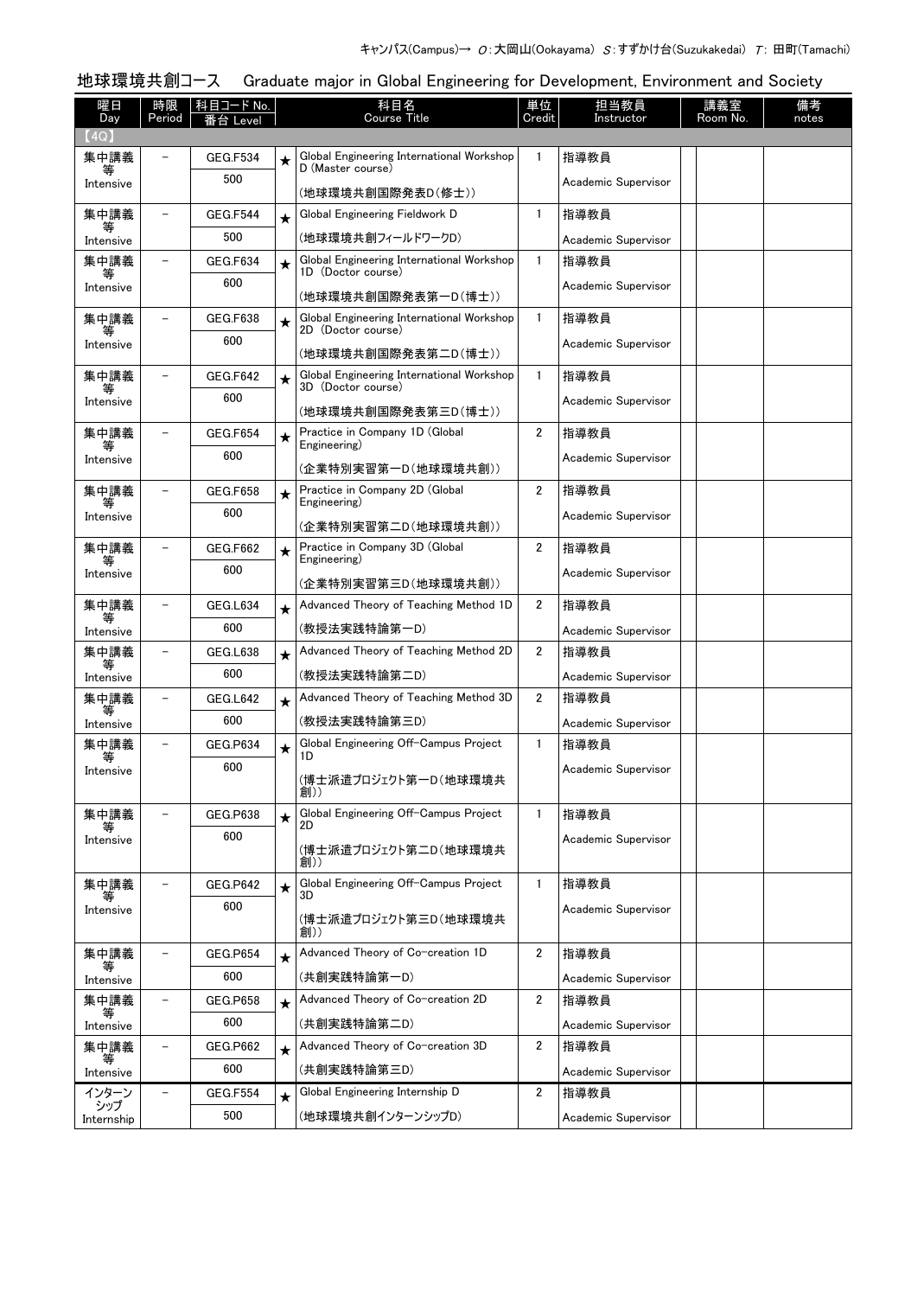キャンパス(Campus)→ O:大岡山(Ookayama) S:すずかけ台(Suzukakedai) T: 田町(Tamachi)

## 地球環境共創コース　Graduate major in Global Engineering for Development, Environment and Society

| 曜日 Day | 時限 Period | 科目コード No. 番台 Level | | 科目名 Course Title | 単位 Credit | 担当教員 Instructor | | 講義室 Room No. | 備考 notes |
|---|---|---|---|---|---|---|---|---|---|
| 【4Q】 | | | | | | | | | |
| 集中講義等 Intensive | – | GEG.F534 500 | ★ | Global Engineering International Workshop D (Master course) (地球環境共創国際発表D(修士)) | 1 | 指導教員 Academic Supervisor | | | |
| 集中講義等 Intensive | – | GEG.F544 500 | ★ | Global Engineering Fieldwork D (地球環境共創フィールドワークD) | 1 | 指導教員 Academic Supervisor | | | |
| 集中講義等 Intensive | – | GEG.F634 600 | ★ | Global Engineering International Workshop 1D (Doctor course) (地球環境共創国際発表第一D(博士)) | 1 | 指導教員 Academic Supervisor | | | |
| 集中講義等 Intensive | – | GEG.F638 600 | ★ | Global Engineering International Workshop 2D (Doctor course) (地球環境共創国際発表第二D(博士)) | 1 | 指導教員 Academic Supervisor | | | |
| 集中講義等 Intensive | – | GEG.F642 600 | ★ | Global Engineering International Workshop 3D (Doctor course) (地球環境共創国際発表第三D(博士)) | 1 | 指導教員 Academic Supervisor | | | |
| 集中講義等 Intensive | – | GEG.F654 600 | ★ | Practice in Company 1D (Global Engineering) (企業特別実習第一D(地球環境共創)) | 2 | 指導教員 Academic Supervisor | | | |
| 集中講義等 Intensive | – | GEG.F658 600 | ★ | Practice in Company 2D (Global Engineering) (企業特別実習第二D(地球環境共創)) | 2 | 指導教員 Academic Supervisor | | | |
| 集中講義等 Intensive | – | GEG.F662 600 | ★ | Practice in Company 3D (Global Engineering) (企業特別実習第三D(地球環境共創)) | 2 | 指導教員 Academic Supervisor | | | |
| 集中講義等 Intensive | – | GEG.L634 600 | ★ | Advanced Theory of Teaching Method 1D (教授法実践特論第一D) | 2 | 指導教員 Academic Supervisor | | | |
| 集中講義等 Intensive | – | GEG.L638 600 | ★ | Advanced Theory of Teaching Method 2D (教授法実践特論第二D) | 2 | 指導教員 Academic Supervisor | | | |
| 集中講義等 Intensive | – | GEG.L642 600 | ★ | Advanced Theory of Teaching Method 3D (教授法実践特論第三D) | 2 | 指導教員 Academic Supervisor | | | |
| 集中講義等 Intensive | – | GEG.P634 600 | ★ | Global Engineering Off-Campus Project 1D (博士派遣プロジェクト第一D(地球環境共創)) | 1 | 指導教員 Academic Supervisor | | | |
| 集中講義等 Intensive | – | GEG.P638 600 | ★ | Global Engineering Off-Campus Project 2D (博士派遣プロジェクト第二D(地球環境共創)) | 1 | 指導教員 Academic Supervisor | | | |
| 集中講義等 Intensive | – | GEG.P642 600 | ★ | Global Engineering Off-Campus Project 3D (博士派遣プロジェクト第三D(地球環境共創)) | 1 | 指導教員 Academic Supervisor | | | |
| 集中講義等 Intensive | – | GEG.P654 600 | ★ | Advanced Theory of Co-creation 1D (共創実践特論第一D) | 2 | 指導教員 Academic Supervisor | | | |
| 集中講義等 Intensive | – | GEG.P658 600 | ★ | Advanced Theory of Co-creation 2D (共創実践特論第二D) | 2 | 指導教員 Academic Supervisor | | | |
| 集中講義等 Intensive | – | GEG.P662 600 | ★ | Advanced Theory of Co-creation 3D (共創実践特論第三D) | 2 | 指導教員 Academic Supervisor | | | |
| インターンシップ Internship | – | GEG.F554 500 | ★ | Global Engineering Internship D (地球環境共創インターンシップD) | 2 | 指導教員 Academic Supervisor | | | |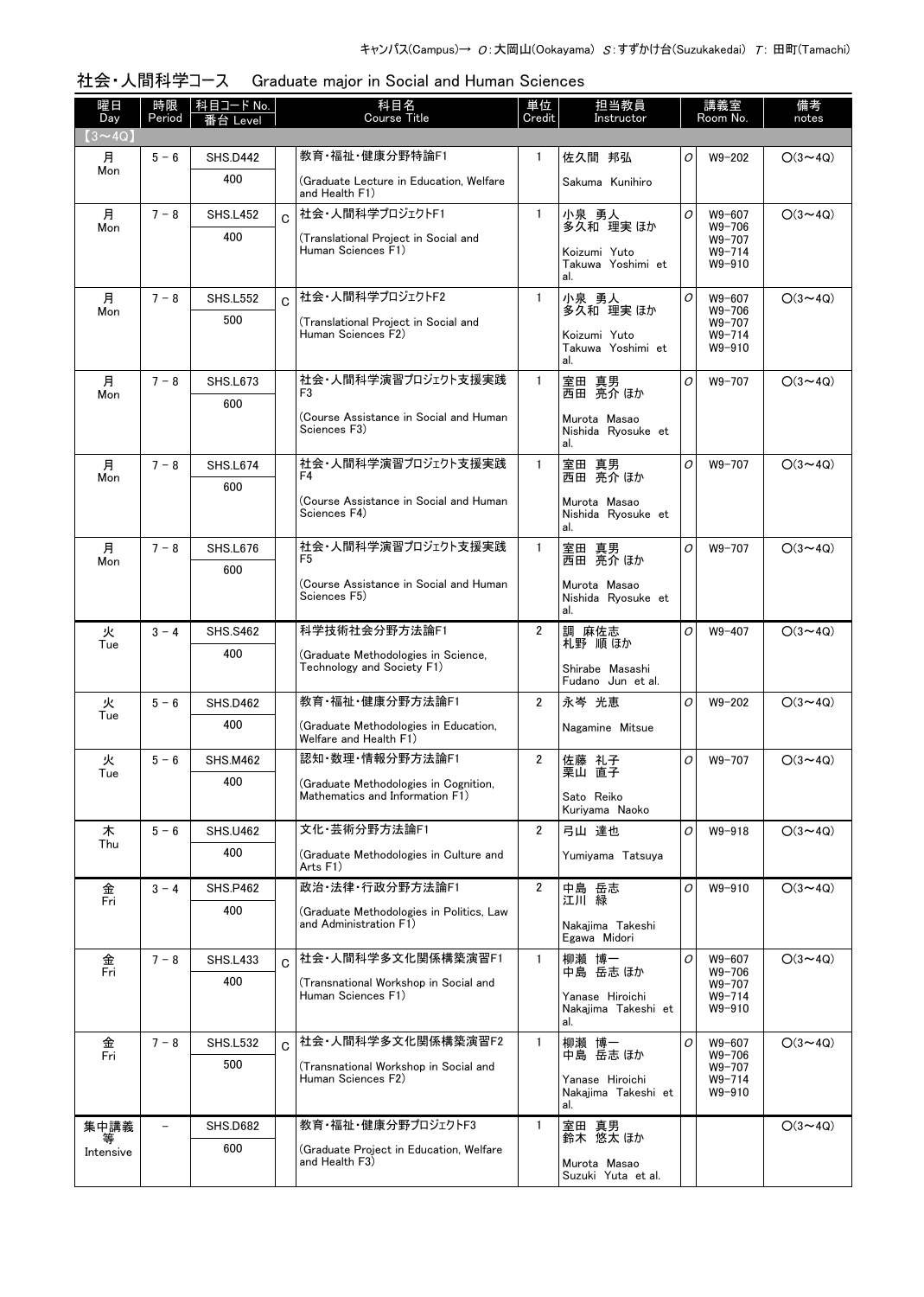キャンパス(Campus)→ O:大岡山(Ookayama) S:すずかけ台(Suzukakedai) T: 田町(Tamachi)

## 社会・人間科学コース　Graduate major in Social and Human Sciences

| 曜日 Day | 時限 Period | 科目コード No. 番台 Level | | 科目名 Course Title | 単位 Credit | 担当教員 Instructor | | 講義室 Room No. | 備考 notes |
|---|---|---|---|---|---|---|---|---|---|
| 【3～4Q】 | | | | | | | | | |
| 月 Mon | 5－6 | SHS.D442 400 | | 教育・福祉・健康分野特論F1 (Graduate Lecture in Education, Welfare and Health F1) | 1 | 佐久間 邦弘 Sakuma Kunihiro | O | W9-202 | ○(3～4Q) |
| 月 Mon | 7－8 | SHS.L452 400 | C | 社会・人間科学プロジェクトF1 (Translational Project in Social and Human Sciences F1) | 1 | 小泉 勇人 多久和 理実 ほか Koizumi Yuto Takuwa Yoshimi et al. | O | W9-607 W9-706 W9-707 W9-714 W9-910 | ○(3～4Q) |
| 月 Mon | 7－8 | SHS.L552 500 | C | 社会・人間科学プロジェクトF2 (Translational Project in Social and Human Sciences F2) | 1 | 小泉 勇人 多久和 理実 ほか Koizumi Yuto Takuwa Yoshimi et al. | O | W9-607 W9-706 W9-707 W9-714 W9-910 | ○(3～4Q) |
| 月 Mon | 7－8 | SHS.L673 600 | | 社会・人間科学演習プロジェクト支援実践F3 (Course Assistance in Social and Human Sciences F3) | 1 | 室田 真男 西田 亮介 ほか Murota Masao Nishida Ryosuke et al. | O | W9-707 | ○(3～4Q) |
| 月 Mon | 7－8 | SHS.L674 600 | | 社会・人間科学演習プロジェクト支援実践F4 (Course Assistance in Social and Human Sciences F4) | 1 | 室田 真男 西田 亮介 ほか Murota Masao Nishida Ryosuke et al. | O | W9-707 | ○(3～4Q) |
| 月 Mon | 7－8 | SHS.L676 600 | | 社会・人間科学演習プロジェクト支援実践F5 (Course Assistance in Social and Human Sciences F5) | 1 | 室田 真男 西田 亮介 ほか Murota Masao Nishida Ryosuke et al. | O | W9-707 | ○(3～4Q) |
| 火 Tue | 3－4 | SHS.S462 400 | | 科学技術社会分野方法論F1 (Graduate Methodologies in Science, Technology and Society F1) | 2 | 調 麻佐志 札野 順 ほか Shirabe Masashi Fudano Jun et al. | O | W9-407 | ○(3～4Q) |
| 火 Tue | 5－6 | SHS.D462 400 | | 教育・福祉・健康分野方法論F1 (Graduate Methodologies in Education, Welfare and Health F1) | 2 | 永岑 光恵 Nagamine Mitsue | O | W9-202 | ○(3～4Q) |
| 火 Tue | 5－6 | SHS.M462 400 | | 認知・数理・情報分野方法論F1 (Graduate Methodologies in Cognition, Mathematics and Information F1) | 2 | 佐藤 礼子 栗山 直子 Sato Reiko Kuriyama Naoko | O | W9-707 | ○(3～4Q) |
| 木 Thu | 5－6 | SHS.U462 400 | | 文化・芸術分野方法論F1 (Graduate Methodologies in Culture and Arts F1) | 2 | 弓山 達也 Yumiyama Tatsuya | O | W9-918 | ○(3～4Q) |
| 金 Fri | 3－4 | SHS.P462 400 | | 政治・法律・行政分野方法論F1 (Graduate Methodologies in Politics, Law and Administration F1) | 2 | 中島 岳志 江川 緑 Nakajima Takeshi Egawa Midori | O | W9-910 | ○(3～4Q) |
| 金 Fri | 7－8 | SHS.L433 400 | C | 社会・人間科学多文化関係構築演習F1 (Transnational Workshop in Social and Human Sciences F1) | 1 | 柳瀬 博一 中島 岳志 ほか Yanase Hiroichi Nakajima Takeshi et al. | O | W9-607 W9-706 W9-707 W9-714 W9-910 | ○(3～4Q) |
| 金 Fri | 7－8 | SHS.L532 500 | C | 社会・人間科学多文化関係構築演習F2 (Transnational Workshop in Social and Human Sciences F2) | 1 | 柳瀬 博一 中島 岳志 ほか Yanase Hiroichi Nakajima Takeshi et al. | O | W9-607 W9-706 W9-707 W9-714 W9-910 | ○(3～4Q) |
| 集中講義等 Intensive | － | SHS.D682 600 | | 教育・福祉・健康分野プロジェクトF3 (Graduate Project in Education, Welfare and Health F3) | 1 | 室田 真男 鈴木 悠太 ほか Murota Masao Suzuki Yuta et al. | | | ○(3～4Q) |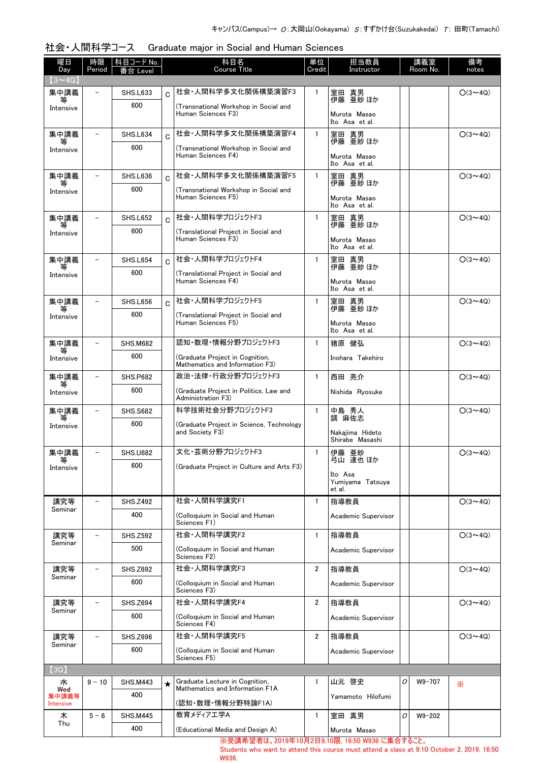キャンパス(Campus)→ O：大岡山(Ookayama) S：すずかけ台(Suzukakedai) T：田町(Tamachi)

## 社会・人間科学コース　Graduate major in Social and Human Sciences

| 曜日 Day | 時限 Period | 科目コード No. 番台 Level | | 科目名 Course Title | 単位 Credit | 担当教員 Instructor | | 講義室 Room No. | 備考 notes |
|---|---|---|---|---|---|---|---|---|---|
| 【3〜4Q】 | | | | | | | | | |
| 集中講義等 Intensive | − | SHS.L633 600 | C | 社会・人間科学多文化関係構築習F3 (Transnational Workshop in Social and Human Sciences F3) | 1 | 室田 真男 伊藤 亜紗 ほか Murota Masao Ito Asa et al. | | | O(3〜4Q) |
| 集中講義等 Intensive | − | SHS.L634 600 | C | 社会・人間科学多文化関係構築習F4 (Transnational Workshop in Social and Human Sciences F4) | 1 | 室田 真男 伊藤 亜紗 ほか Murota Masao Ito Asa et al. | | | O(3〜4Q) |
| 集中講義等 Intensive | − | SHS.L636 600 | C | 社会・人間科学多文化関係構築習F5 (Transnational Workshop in Social and Human Sciences F5) | 1 | 室田 真男 伊藤 亜紗 ほか Murota Masao Ito Asa et al. | | | O(3〜4Q) |
| 集中講義等 Intensive | − | SHS.L652 600 | C | 社会・人間科学プロジェクトF3 (Translational Project in Social and Human Sciences F3) | 1 | 室田 真男 伊藤 亜紗 ほか Murota Masao Ito Asa et al. | | | O(3〜4Q) |
| 集中講義等 Intensive | − | SHS.L654 600 | C | 社会・人間科学プロジェクトF4 (Translational Project in Social and Human Sciences F4) | 1 | 室田 真男 伊藤 亜紗 ほか Murota Masao Ito Asa et al. | | | O(3〜4Q) |
| 集中講義等 Intensive | − | SHS.L656 600 | C | 社会・人間科学プロジェクトF5 (Translational Project in Social and Human Sciences F5) | 1 | 室田 真男 伊藤 亜紗 ほか Murota Masao Ito Asa et al. | | | O(3〜4Q) |
| 集中講義等 Intensive | − | SHS.M682 600 | | 認知・数理・情報分野プロジェクトF3 (Graduate Project in Cognition, Mathematics and Information F3) | 1 | 猪原 健弘 Inohara Takehiro | | | O(3〜4Q) |
| 集中講義等 Intensive | − | SHS.P682 600 | | 政治・法律・行政分野プロジェクトF3 (Graduate Project in Politics, Law and Administration F3) | 1 | 西田 亮介 Nishida Ryosuke | | | O(3〜4Q) |
| 集中講義等 Intensive | − | SHS.S682 600 | | 科学技術社会分野プロジェクトF3 (Graduate Project in Science, Technology and Society F3) | 1 | 中島 秀人 調 麻佐志 Nakajima Hideto Shirabe Masashi | | | O(3〜4Q) |
| 集中講義等 Intensive | − | SHS.U682 600 | | 文化・芸術分野プロジェクトF3 (Graduate Project in Culture and Arts F3) | 1 | 伊藤 亜紗 弓山 達也 ほか Ito Asa Yumiyama Tatsuya et al. | | | O(3〜4Q) |
| 講究等 Seminar | − | SHS.Z492 400 | | 社会・人間科学講究F1 (Colloquium in Social and Human Sciences F1) | 1 | 指導教員 Academic Supervisor | | | O(3〜4Q) |
| 講究等 Seminar | − | SHS.Z592 500 | | 社会・人間科学講究F2 (Colloquium in Social and Human Sciences F2) | 1 | 指導教員 Academic Supervisor | | | O(3〜4Q) |
| 講究等 Seminar | − | SHS.Z692 600 | | 社会・人間科学講究F3 (Colloquium in Social and Human Sciences F3) | 2 | 指導教員 Academic Supervisor | | | O(3〜4Q) |
| 講究等 Seminar | − | SHS.Z694 600 | | 社会・人間科学講究F4 (Colloquium in Social and Human Sciences F4) | 2 | 指導教員 Academic Supervisor | | | O(3〜4Q) |
| 講究等 Seminar | − | SHS.Z696 600 | | 社会・人間科学講究F5 (Colloquium in Social and Human Sciences F5) | 2 | 指導教員 Academic Supervisor | | | O(3〜4Q) |
| 【3Q】 | | | | | | | | | |
| ~~水 Wed~~ 集中講義等 Intensive | 9 − 10 | SHS.M443 400 | ★ | Graduate Lecture in Cognition, Mathematics and Information F1A (認知・数理・情報分野特論F1A) | 1 | 山元 啓史 Yamamoto Hilofumi | O | W9-707 | ※ |
| 木 Thu | 5 − 6 | SHS.M445 400 | | 教育メディア工学A (Educational Media and Design A) | 1 | 室田 真男 Murota Masao | O | W9-202 | |

※受講希望者は、2019年10月2日9,10限, 16:50 W936 に集合すること。
Students who want to attend this course must attend a class at 9:10 October 2, 2019, 16:50 W936.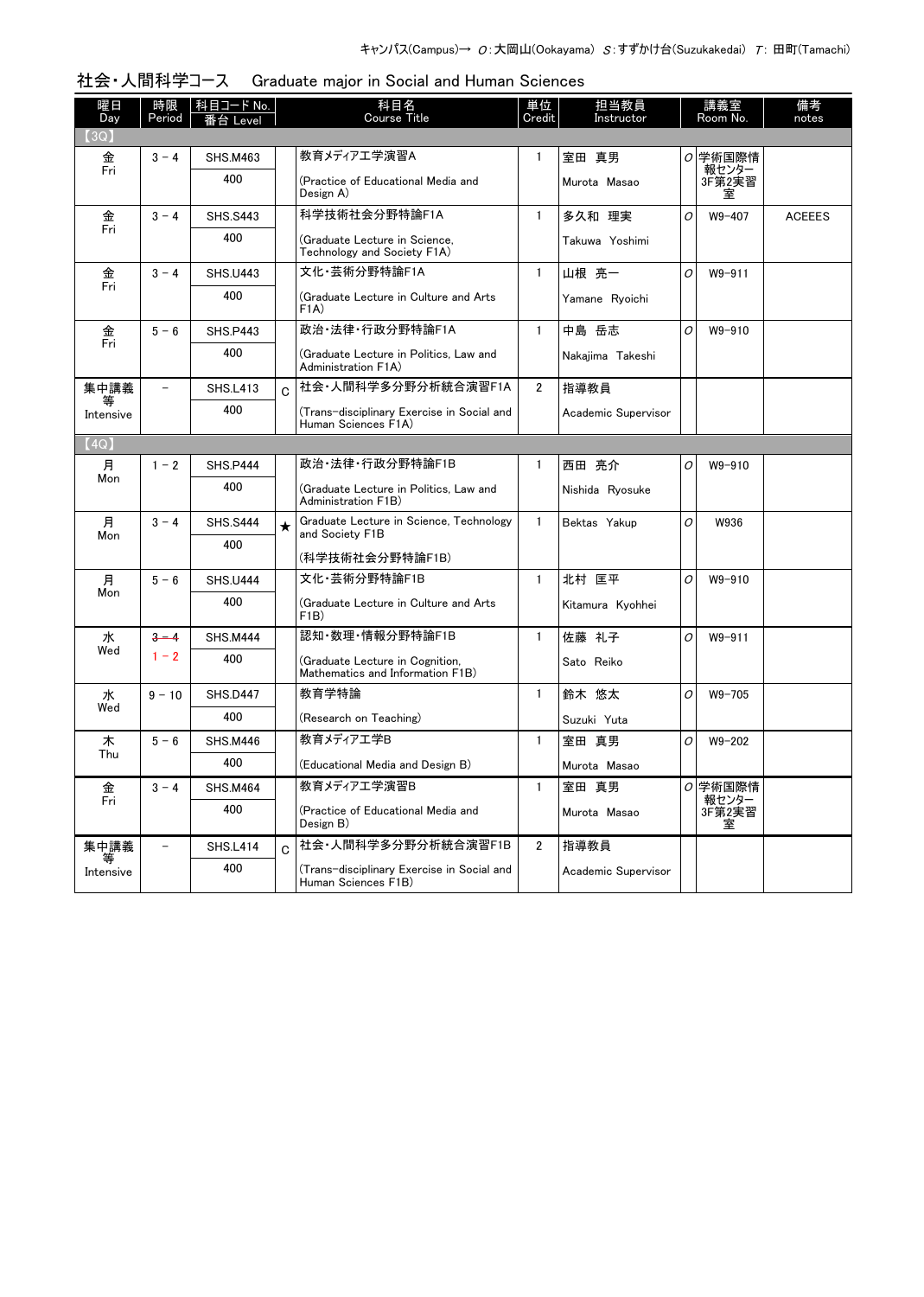キャンパス(Campus)→ O:大岡山(Ookayama) S:すずかけ台(Suzukakedai) T: 田町(Tamachi)

## 社会・人間科学コース　Graduate major in Social and Human Sciences

| 曜日 Day | 時限 Period | 科目コード No. 番台 Level | | 科目名 Course Title | 単位 Credit | 担当教員 Instructor | | 講義室 Room No. | 備考 notes |
|---|---|---|---|---|---|---|---|---|---|
| 【3Q】 | | | | | | | | | |
| 金 Fri | 3 - 4 | SHS.M463 400 | | 教育メディア工学演習A (Practice of Educational Media and Design A) | 1 | 室田 真男 Murota Masao | O | 学術国際情報センター3F第2実習室 | |
| 金 Fri | 3 - 4 | SHS.S443 400 | | 科学技術社会分野特論F1A (Graduate Lecture in Science, Technology and Society F1A) | 1 | 多久和 理実 Takuwa Yoshimi | O | W9-407 | ACEEES |
| 金 Fri | 3 - 4 | SHS.U443 400 | | 文化・芸術分野特論F1A (Graduate Lecture in Culture and Arts F1A) | 1 | 山根 亮一 Yamane Ryoichi | O | W9-911 | |
| 金 Fri | 5 - 6 | SHS.P443 400 | | 政治・法律・行政分野特論F1A (Graduate Lecture in Politics, Law and Administration F1A) | 1 | 中島 岳志 Nakajima Takeshi | O | W9-910 | |
| 集中講義等 Intensive | - | SHS.L413 400 | C | 社会・人間科学多分野分析統合演習F1A (Trans-disciplinary Exercise in Social and Human Sciences F1A) | 2 | 指導教員 Academic Supervisor | | | |
| 【4Q】 | | | | | | | | | |
| 月 Mon | 1 - 2 | SHS.P444 400 | | 政治・法律・行政分野特論F1B (Graduate Lecture in Politics, Law and Administration F1B) | 1 | 西田 亮介 Nishida Ryosuke | O | W9-910 | |
| 月 Mon | 3 - 4 | SHS.S444 400 | ★ | Graduate Lecture in Science, Technology and Society F1B (科学技術社会分野特論F1B) | 1 | Bektas Yakup | O | W936 | |
| 月 Mon | 5 - 6 | SHS.U444 400 | | 文化・芸術分野特論F1B (Graduate Lecture in Culture and Arts F1B) | 1 | 北村 匡平 Kitamura Kyohei | O | W9-910 | |
| 水 Wed | ~~3 - 4~~ 1 - 2 | SHS.M444 400 | | 認知・数理・情報分野特論F1B (Graduate Lecture in Cognition, Mathematics and Information F1B) | 1 | 佐藤 礼子 Sato Reiko | O | W9-911 | |
| 水 Wed | 9 - 10 | SHS.D447 400 | | 教育学特論 (Research on Teaching) | 1 | 鈴木 悠太 Suzuki Yuta | O | W9-705 | |
| 木 Thu | 5 - 6 | SHS.M446 400 | | 教育メディア工学B (Educational Media and Design B) | 1 | 室田 真男 Murota Masao | O | W9-202 | |
| 金 Fri | 3 - 4 | SHS.M464 400 | | 教育メディア工学演習B (Practice of Educational Media and Design B) | 1 | 室田 真男 Murota Masao | O | 学術国際情報センター3F第2実習室 | |
| 集中講義等 Intensive | - | SHS.L414 400 | C | 社会・人間科学多分野分析統合演習F1B (Trans-disciplinary Exercise in Social and Human Sciences F1B) | 2 | 指導教員 Academic Supervisor | | | |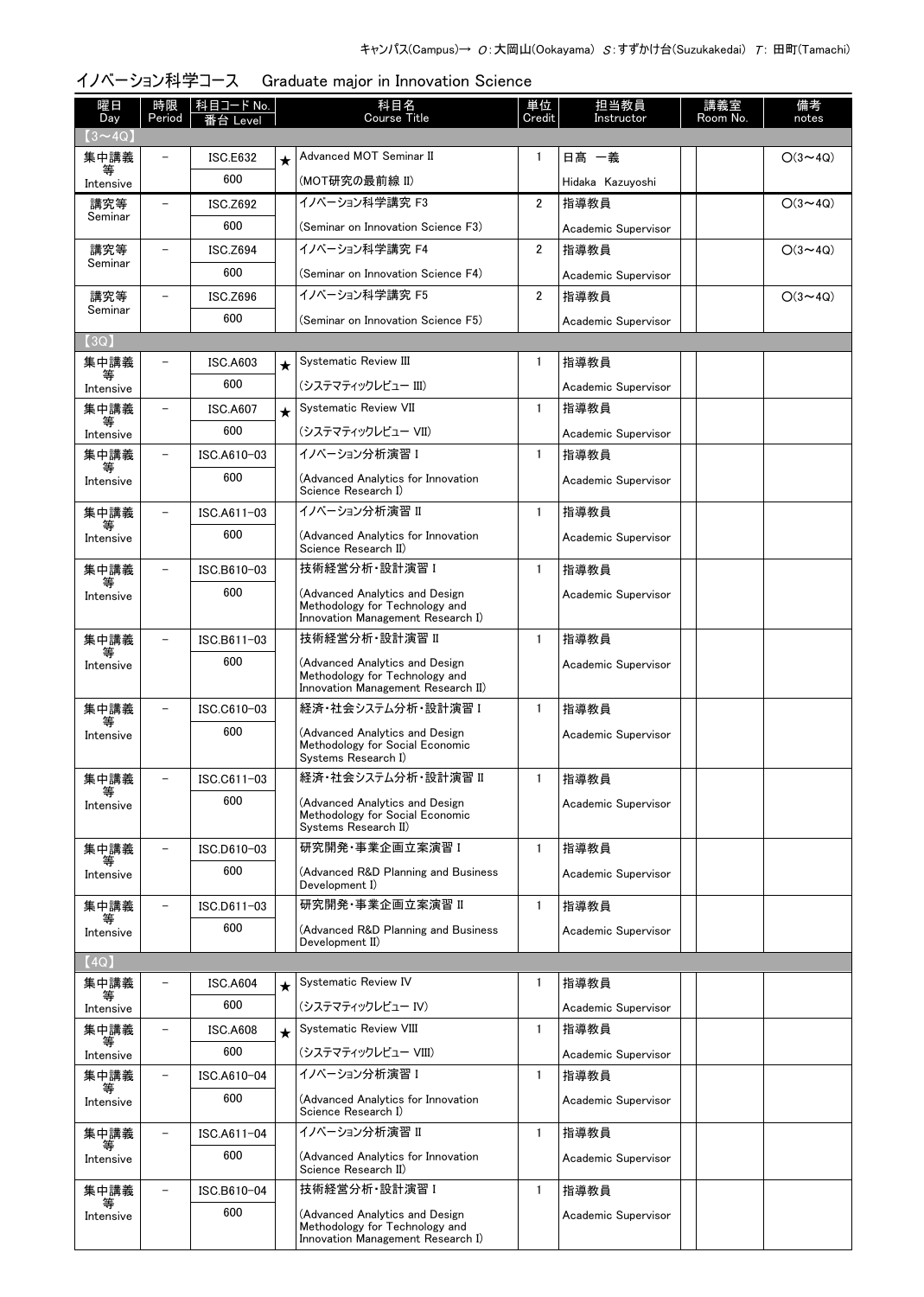キャンパス(Campus)→ O：大岡山(Ookayama) S：すずかけ台(Suzukakedai) T：田町(Tamachi)

## イノベーション科学コース　Graduate major in Innovation Science

| 曜日 Day | 時限 Period | 科目コード No. 番台 Level | | 科目名 Course Title | 単位 Credit | 担当教員 Instructor | 講義室 Room No. | | 備考 notes |
|---|---|---|---|---|---|---|---|---|---|
| 【3～4Q】 | | | | | | | | | |
| 集中講義等 Intensive | － | ISC.E632 600 | ★ | Advanced MOT Seminar II (MOT研究の最前線 II) | 1 | 日高 一義 Hidaka Kazuyoshi | | | O(3～4Q) |
| 講究等 Seminar | － | ISC.Z692 600 | | イノベーション科学講究 F3 (Seminar on Innovation Science F3) | 2 | 指導教員 Academic Supervisor | | | O(3～4Q) |
| 講究等 Seminar | － | ISC.Z694 600 | | イノベーション科学講究 F4 (Seminar on Innovation Science F4) | 2 | 指導教員 Academic Supervisor | | | O(3～4Q) |
| 講究等 Seminar | － | ISC.Z696 600 | | イノベーション科学講究 F5 (Seminar on Innovation Science F5) | 2 | 指導教員 Academic Supervisor | | | O(3～4Q) |
| 【3Q】 | | | | | | | | | |
| 集中講義等 Intensive | － | ISC.A603 600 | ★ | Systematic Review III (システマティックレビュー III) | 1 | 指導教員 Academic Supervisor | | | |
| 集中講義等 Intensive | － | ISC.A607 600 | ★ | Systematic Review VII (システマティックレビュー VII) | 1 | 指導教員 Academic Supervisor | | | |
| 集中講義等 Intensive | － | ISC.A610-03 600 | | イノベーション分析演習 I (Advanced Analytics for Innovation Science Research I) | 1 | 指導教員 Academic Supervisor | | | |
| 集中講義等 Intensive | － | ISC.A611-03 600 | | イノベーション分析演習 II (Advanced Analytics for Innovation Science Research II) | 1 | 指導教員 Academic Supervisor | | | |
| 集中講義等 Intensive | － | ISC.B610-03 600 | | 技術経営分析・設計演習 I (Advanced Analytics and Design Methodology for Technology and Innovation Management Research I) | 1 | 指導教員 Academic Supervisor | | | |
| 集中講義等 Intensive | － | ISC.B611-03 600 | | 技術経営分析・設計演習 II (Advanced Analytics and Design Methodology for Technology and Innovation Management Research II) | 1 | 指導教員 Academic Supervisor | | | |
| 集中講義等 Intensive | － | ISC.C610-03 600 | | 経済・社会システム分析・設計演習 I (Advanced Analytics and Design Methodology for Social Economic Systems Research I) | 1 | 指導教員 Academic Supervisor | | | |
| 集中講義等 Intensive | － | ISC.C611-03 600 | | 経済・社会システム分析・設計演習 II (Advanced Analytics and Design Methodology for Social Economic Systems Research II) | 1 | 指導教員 Academic Supervisor | | | |
| 集中講義等 Intensive | － | ISC.D610-03 600 | | 研究開発・事業企画立案演習 I (Advanced R&D Planning and Business Development I) | 1 | 指導教員 Academic Supervisor | | | |
| 集中講義等 Intensive | － | ISC.D611-03 600 | | 研究開発・事業企画立案演習 II (Advanced R&D Planning and Business Development II) | 1 | 指導教員 Academic Supervisor | | | |
| 【4Q】 | | | | | | | | | |
| 集中講義等 Intensive | － | ISC.A604 600 | ★ | Systematic Review IV (システマティックレビュー IV) | 1 | 指導教員 Academic Supervisor | | | |
| 集中講義等 Intensive | － | ISC.A608 600 | ★ | Systematic Review VIII (システマティックレビュー VIII) | 1 | 指導教員 Academic Supervisor | | | |
| 集中講義等 Intensive | － | ISC.A610-04 600 | | イノベーション分析演習 I (Advanced Analytics for Innovation Science Research I) | 1 | 指導教員 Academic Supervisor | | | |
| 集中講義等 Intensive | － | ISC.A611-04 600 | | イノベーション分析演習 II (Advanced Analytics for Innovation Science Research II) | 1 | 指導教員 Academic Supervisor | | | |
| 集中講義等 Intensive | － | ISC.B610-04 600 | | 技術経営分析・設計演習 I (Advanced Analytics and Design Methodology for Technology and Innovation Management Research I) | 1 | 指導教員 Academic Supervisor | | | |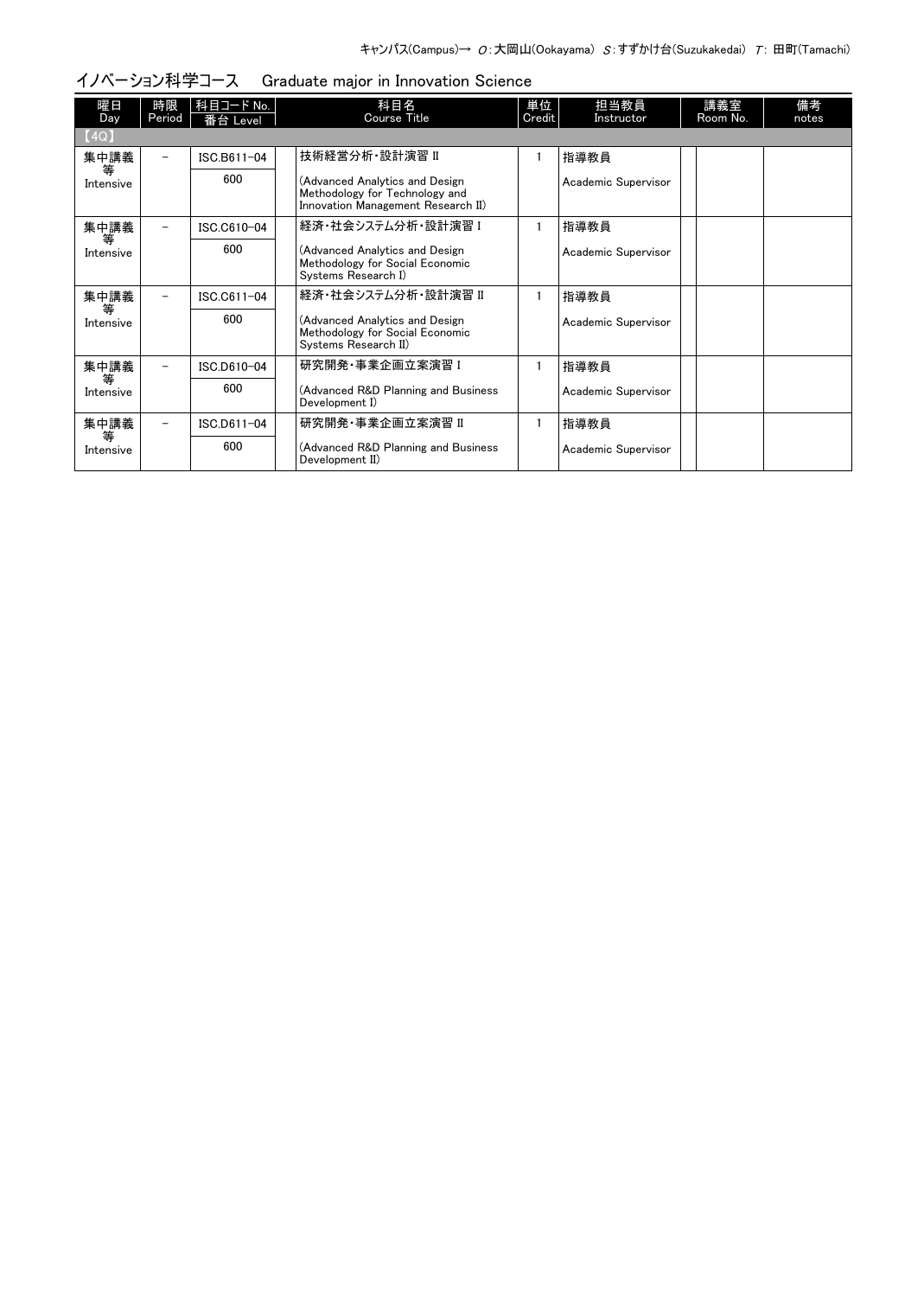キャンパス(Campus)→ O：大岡山(Ookayama) S：すずかけ台(Suzukakedai) T：田町(Tamachi)

## イノベーション科学コース　Graduate major in Innovation Science

| 曜日 Day | 時限 Period | 科目コード No. 番台 Level | 科目名 Course Title | 単位 Credit | 担当教員 Instructor | 講義室 Room No. | | 備考 notes |
|---|---|---|---|---|---|---|---|---|
| 【4Q】 | | | | | | | | |
| 集中講義等 Intensive | － | ISC.B611-04 600 | 技術経営分析・設計演習 II (Advanced Analytics and Design Methodology for Technology and Innovation Management Research II) | 1 | 指導教員 Academic Supervisor | | | |
| 集中講義等 Intensive | － | ISC.C610-04 600 | 経済・社会システム分析・設計演習 I (Advanced Analytics and Design Methodology for Social Economic Systems Research I) | 1 | 指導教員 Academic Supervisor | | | |
| 集中講義等 Intensive | － | ISC.C611-04 600 | 経済・社会システム分析・設計演習 II (Advanced Analytics and Design Methodology for Social Economic Systems Research II) | 1 | 指導教員 Academic Supervisor | | | |
| 集中講義等 Intensive | － | ISC.D610-04 600 | 研究開発・事業企画立案演習 I (Advanced R&D Planning and Business Development I) | 1 | 指導教員 Academic Supervisor | | | |
| 集中講義等 Intensive | － | ISC.D611-04 600 | 研究開発・事業企画立案演習 II (Advanced R&D Planning and Business Development II) | 1 | 指導教員 Academic Supervisor | | | |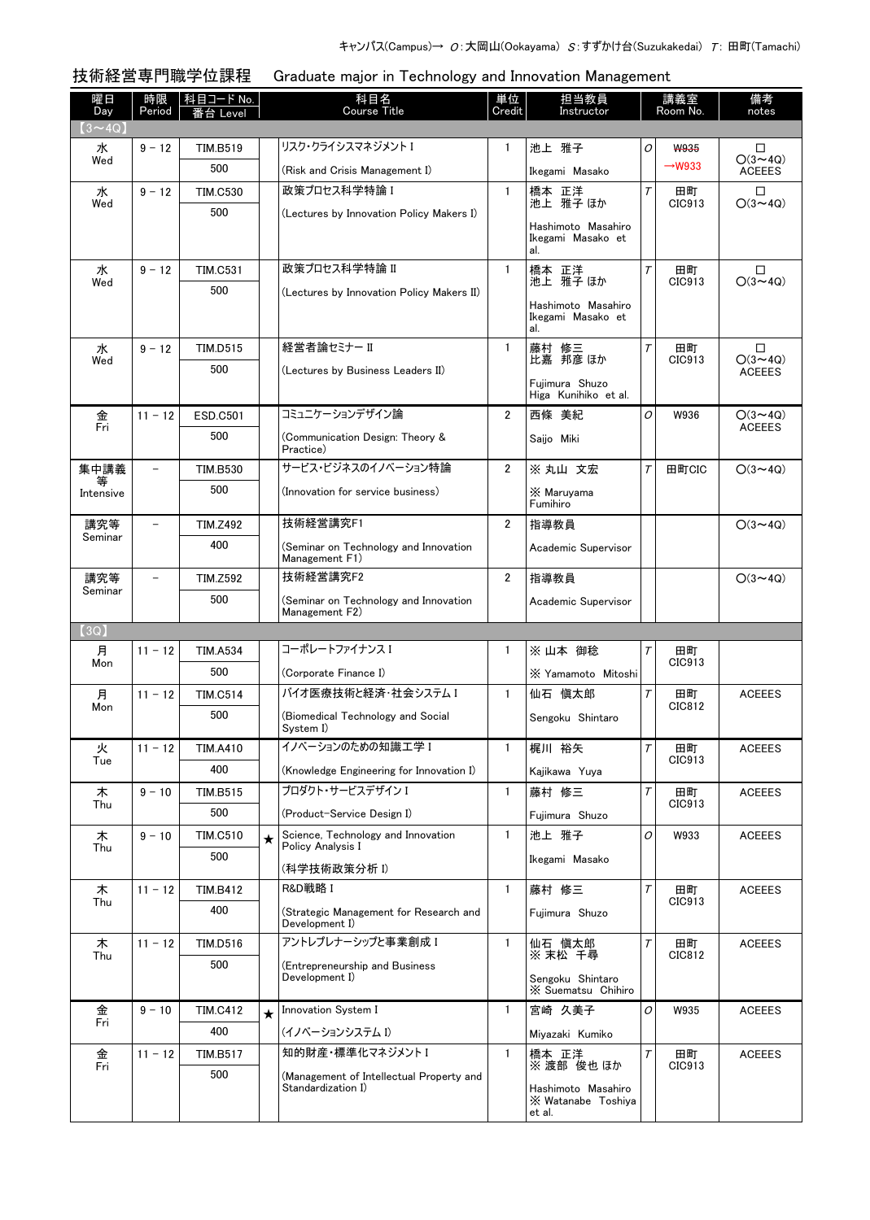キャンパス(Campus)→ O:大岡山(Ookayama) S:すずかけ台(Suzukakedai) T: 田町(Tamachi)

## 技術経営専門職学位課程　Graduate major in Technology and Innovation Management

| 曜日 Day | 時限 Period | 科目コード No. / 番台 Level | | 科目名 Course Title | 単位 Credit | 担当教員 Instructor | | 講義室 Room No. | 備考 notes |
|---|---|---|---|---|---|---|---|---|---|
| 【3～4Q】 | | | | | | | | | |
| 水 Wed | 9 － 12 | TIM.B519 / 500 | | リスク・クライシスマネジメントⅠ (Risk and Crisis Management I) | 1 | 池上　雅子 Ikegami Masako | O | ~~W935~~ →W933 | □ ○(3～4Q) ACEEES |
| 水 Wed | 9 － 12 | TIM.C530 / 500 | | 政策プロセス科学特論Ⅰ (Lectures by Innovation Policy Makers I) | 1 | 橋本　正洋 池上　雅子 ほか Hashimoto Masahiro Ikegami Masako et al. | T | 田町 CIC913 | □ ○(3～4Q) |
| 水 Wed | 9 － 12 | TIM.C531 / 500 | | 政策プロセス科学特論Ⅱ (Lectures by Innovation Policy Makers II) | 1 | 橋本　正洋 池上　雅子 ほか Hashimoto Masahiro Ikegami Masako et al. | T | 田町 CIC913 | □ ○(3～4Q) |
| 水 Wed | 9 － 12 | TIM.D515 / 500 | | 経営者論セミナーⅡ (Lectures by Business Leaders II) | 1 | 藤村　修三 比嘉　邦彦 ほか Fujimura Shuzo Higa Kunihiko et al. | T | 田町 CIC913 | □ ○(3～4Q) ACEEES |
| 金 Fri | 11 － 12 | ESD.C501 / 500 | | コミュニケーションデザイン論 (Communication Design: Theory & Practice) | 2 | 西條　美紀 Saijo Miki | O | W936 | ○(3～4Q) ACEEES |
| 集中講義等 Intensive | － | TIM.B530 / 500 | | サービス・ビジネスのイノベーション特論 (Innovation for service business) | 2 | ※ 丸山　文宏 ※ Maruyama Fumihiro | T | 田町CIC | ○(3～4Q) |
| 講究等 Seminar | － | TIM.Z492 / 400 | | 技術経営講究F1 (Seminar on Technology and Innovation Management F1) | 2 | 指導教員 Academic Supervisor | | | ○(3～4Q) |
| 講究等 Seminar | － | TIM.Z592 / 500 | | 技術経営講究F2 (Seminar on Technology and Innovation Management F2) | 2 | 指導教員 Academic Supervisor | | | ○(3～4Q) |
| 【3Q】 | | | | | | | | | |
| 月 Mon | 11 － 12 | TIM.A534 / 500 | | コーポレートファイナンスⅠ (Corporate Finance I) | 1 | ※ 山本　御稔 ※ Yamamoto Mitoshi | T | 田町 CIC913 | |
| 月 Mon | 11 － 12 | TIM.C514 / 500 | | バイオ医療技術と経済・社会システムⅠ (Biomedical Technology and Social System I) | 1 | 仙石　慎太郎 Sengoku Shintaro | T | 田町 CIC812 | ACEEES |
| 火 Tue | 11 － 12 | TIM.A410 / 400 | | イノベーションのための知識工学Ⅰ (Knowledge Engineering for Innovation I) | 1 | 梶川　裕矢 Kajikawa Yuya | T | 田町 CIC913 | ACEEES |
| 木 Thu | 9 － 10 | TIM.B515 / 500 | | プロダクト・サービスデザインⅠ (Product-Service Design I) | 1 | 藤村　修三 Fujimura Shuzo | T | 田町 CIC913 | ACEEES |
| 木 Thu | 9 － 10 | TIM.C510 / 500 | ★ | Science, Technology and Innovation Policy Analysis I (科学技術政策分析Ⅰ) | 1 | 池上　雅子 Ikegami Masako | O | W933 | ACEEES |
| 木 Thu | 11 － 12 | TIM.B412 / 400 | | R&D戦略Ⅰ (Strategic Management for Research and Development I) | 1 | 藤村　修三 Fujimura Shuzo | T | 田町 CIC913 | ACEEES |
| 木 Thu | 11 － 12 | TIM.D516 / 500 | | アントレプレナーシップと事業創成Ⅰ (Entrepreneurship and Business Development I) | 1 | 仙石　慎太郎 ※ 末松　千尋 Sengoku Shintaro ※ Suematsu Chihiro | T | 田町 CIC812 | ACEEES |
| 金 Fri | 9 － 10 | TIM.C412 / 400 | ★ | Innovation System I (イノベーションシステムⅠ) | 1 | 宮崎　久美子 Miyazaki Kumiko | O | W935 | ACEEES |
| 金 Fri | 11 － 12 | TIM.B517 / 500 | | 知的財産・標準化マネジメントⅠ (Management of Intellectual Property and Standardization I) | 1 | 橋本　正洋 ※ 渡部　俊也 ほか Hashimoto Masahiro ※ Watanabe Toshiya et al. | T | 田町 CIC913 | ACEEES |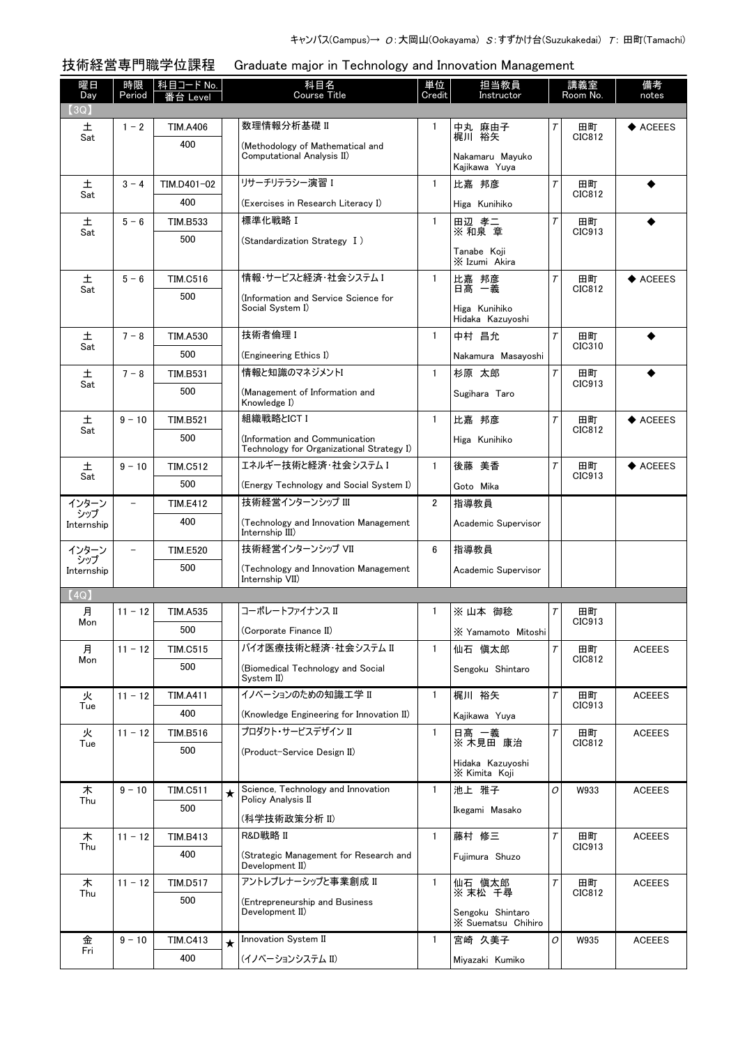キャンパス(Campus)→ O：大岡山(Ookayama) S：すずかけ台(Suzukakedai) T：田町(Tamachi)

## 技術経営専門職学位課程　Graduate major in Technology and Innovation Management

| 曜日 Day | 時限 Period | 科目コード No. 番台 Level | | 科目名 Course Title | 単位 Credit | 担当教員 Instructor | | 講義室 Room No. | 備考 notes |
|---|---|---|---|---|---|---|---|---|---|
| 【3Q】 | | | | | | | | | |
| 土 Sat | 1－2 | TIM.A406 400 | | 数理情報分析基礎 II (Methodology of Mathematical and Computational Analysis II) | 1 | 中丸 麻由子 梶川 裕矢 Nakamaru Mayuko Kajikawa Yuya | T | 田町 CIC812 | ◆ ACEEES |
| 土 Sat | 3－4 | TIM.D401-02 400 | | リサーチリテラシー演習 I (Exercises in Research Literacy I) | 1 | 比嘉 邦彦 Higa Kunihiko | T | 田町 CIC812 | ◆ |
| 土 Sat | 5－6 | TIM.B533 500 | | 標準化戦略 I (Standardization Strategy I) | 1 | 田辺 孝二 ※ 和泉 章 Tanabe Koji ※ Izumi Akira | T | 田町 CIC913 | ◆ |
| 土 Sat | 5－6 | TIM.C516 500 | | 情報・サービスと経済・社会システム I (Information and Service Science for Social System I) | 1 | 比嘉 邦彦 日高 一義 Higa Kunihiko Hidaka Kazuyoshi | T | 田町 CIC812 | ◆ ACEEES |
| 土 Sat | 7－8 | TIM.A530 500 | | 技術者倫理 I (Engineering Ethics I) | 1 | 中村 昌允 Nakamura Masayoshi | T | 田町 CIC310 | ◆ |
| 土 Sat | 7－8 | TIM.B531 500 | | 情報と知識のマネジメントI (Management of Information and Knowledge I) | 1 | 杉原 太郎 Sugihara Taro | T | 田町 CIC913 | ◆ |
| 土 Sat | 9－10 | TIM.B521 500 | | 組織戦略とICT I (Information and Communication Technology for Organizational Strategy I) | 1 | 比嘉 邦彦 Higa Kunihiko | T | 田町 CIC812 | ◆ ACEEES |
| 土 Sat | 9－10 | TIM.C512 500 | | エネルギー技術と経済・社会システム I (Energy Technology and Social System I) | 1 | 後藤 美香 Goto Mika | T | 田町 CIC913 | ◆ ACEEES |
| インターンシップ Internship | － | TIM.E412 400 | | 技術経営インターンシップ III (Technology and Innovation Management Internship III) | 2 | 指導教員 Academic Supervisor | | | |
| インターンシップ Internship | － | TIM.E520 500 | | 技術経営インターンシップ VII (Technology and Innovation Management Internship VII) | 6 | 指導教員 Academic Supervisor | | | |
| 【4Q】 | | | | | | | | | |
| 月 Mon | 11－12 | TIM.A535 500 | | コーポレートファイナンス II (Corporate Finance II) | 1 | ※ 山本 御稔 ※ Yamamoto Mitoshi | T | 田町 CIC913 | |
| 月 Mon | 11－12 | TIM.C515 500 | | バイオ医療技術と経済・社会システム II (Biomedical Technology and Social System II) | 1 | 仙石 慎太郎 Sengoku Shintaro | T | 田町 CIC812 | ACEEES |
| 火 Tue | 11－12 | TIM.A411 400 | | イノベーションのための知識工学 II (Knowledge Engineering for Innovation II) | 1 | 梶川 裕矢 Kajikawa Yuya | T | 田町 CIC913 | ACEEES |
| 火 Tue | 11－12 | TIM.B516 500 | | プロダクト・サービスデザイン II (Product-Service Design II) | 1 | 日高 一義 ※ 木見田 康治 Hidaka Kazuyoshi ※ Kimita Koji | T | 田町 CIC812 | ACEEES |
| 木 Thu | 9－10 | TIM.C511 500 | ★ | Science, Technology and Innovation Policy Analysis II (科学技術政策分析 II) | 1 | 池上 雅子 Ikegami Masako | O | W933 | ACEEES |
| 木 Thu | 11－12 | TIM.B413 400 | | R&D戦略 II (Strategic Management for Research and Development II) | 1 | 藤村 修三 Fujimura Shuzo | T | 田町 CIC913 | ACEEES |
| 木 Thu | 11－12 | TIM.D517 500 | | アントレプレナーシップと事業創成 II (Entrepreneurship and Business Development II) | 1 | 仙石 慎太郎 ※ 末松 千尋 Sengoku Shintaro ※ Suematsu Chihiro | T | 田町 CIC812 | ACEEES |
| 金 Fri | 9－10 | TIM.C413 400 | ★ | Innovation System II (イノベーションシステム II) | 1 | 宮崎 久美子 Miyazaki Kumiko | O | W935 | ACEEES |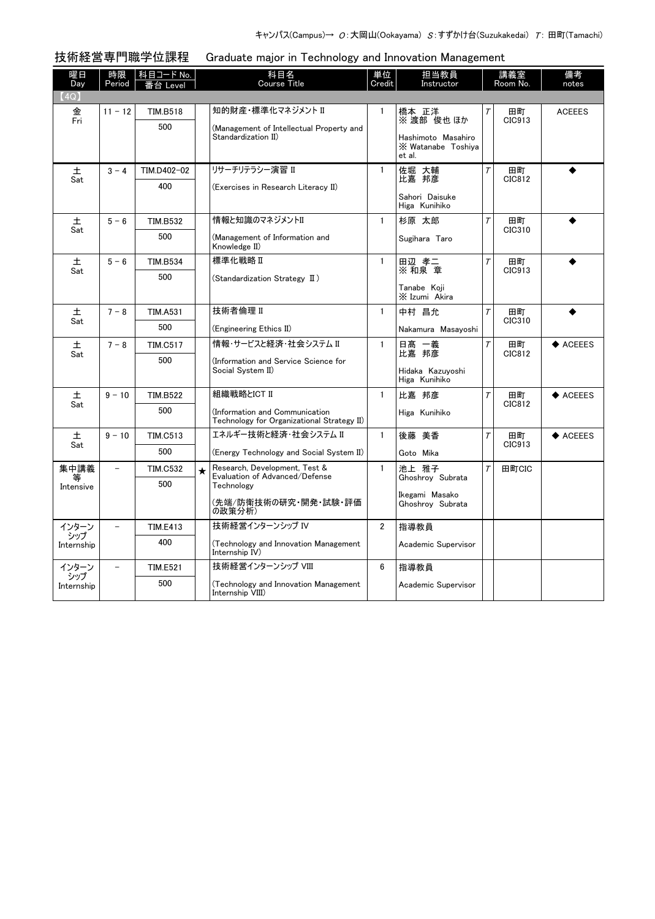キャンパス(Campus)→ O:大岡山(Ookayama) S:すずかけ台(Suzukakedai) T: 田町(Tamachi)

## 技術経営専門職学位課程　Graduate major in Technology and Innovation Management

| 曜日 Day | 時限 Period | 科目コード No. 番台 Level | | 科目名 Course Title | 単位 Credit | 担当教員 Instructor | | 講義室 Room No. | 備考 notes |
|---|---|---|---|---|---|---|---|---|---|
| 【4Q】 | | | | | | | | | |
| 金 Fri | 11 － 12 | TIM.B518 500 | | 知的財産・標準化マネジメント II (Management of Intellectual Property and Standardization II) | 1 | 橋本 正洋 ※ 渡部 俊也 ほか Hashimoto Masahiro ※ Watanabe Toshiya et al. | T | 田町 CIC913 | ACEEES |
| 土 Sat | 3 － 4 | TIM.D402-02 400 | | リサーチリテラシー演習 II (Exercises in Research Literacy II) | 1 | 佐堀 大輔 比嘉 邦彦 Sahori Daisuke Higa Kunihiko | T | 田町 CIC812 | ◆ |
| 土 Sat | 5 － 6 | TIM.B532 500 | | 情報と知識のマネジメントII (Management of Information and Knowledge II) | 1 | 杉原 太郎 Sugihara Taro | T | 田町 CIC310 | ◆ |
| 土 Sat | 5 － 6 | TIM.B534 500 | | 標準化戦略 II (Standardization Strategy II) | 1 | 田辺 孝二 ※ 和泉 章 Tanabe Koji ※ Izumi Akira | T | 田町 CIC913 | ◆ |
| 土 Sat | 7 － 8 | TIM.A531 500 | | 技術者倫理 II (Engineering Ethics II) | 1 | 中村 昌允 Nakamura Masayoshi | T | 田町 CIC310 | ◆ |
| 土 Sat | 7 － 8 | TIM.C517 500 | | 情報・サービスと経済・社会システム II (Information and Service Science for Social System II) | 1 | 日高 一義 比嘉 邦彦 Hidaka Kazuyoshi Higa Kunihiko | T | 田町 CIC812 | ◆ ACEEES |
| 土 Sat | 9 － 10 | TIM.B522 500 | | 組織戦略とICT II (Information and Communication Technology for Organizational Strategy II) | 1 | 比嘉 邦彦 Higa Kunihiko | T | 田町 CIC812 | ◆ ACEEES |
| 土 Sat | 9 － 10 | TIM.C513 500 | | エネルギー技術と経済・社会システム II (Energy Technology and Social System II) | 1 | 後藤 美香 Goto Mika | T | 田町 CIC913 | ◆ ACEEES |
| 集中講義等 Intensive | － | TIM.C532 500 | ★ | Research, Development, Test & Evaluation of Advanced/Defense Technology (先端/防衛技術の研究・開発・試験・評価の政策分析) | 1 | 池上 雅子 Ghoshroy Subrata Ikegami Masako Ghoshroy Subrata | T | 田町CIC | |
| インターンシップ Internship | － | TIM.E413 400 | | 技術経営インターンシップ IV (Technology and Innovation Management Internship IV) | 2 | 指導教員 Academic Supervisor | | | |
| インターンシップ Internship | － | TIM.E521 500 | | 技術経営インターンシップ VIII (Technology and Innovation Management Internship VIII) | 6 | 指導教員 Academic Supervisor | | | |